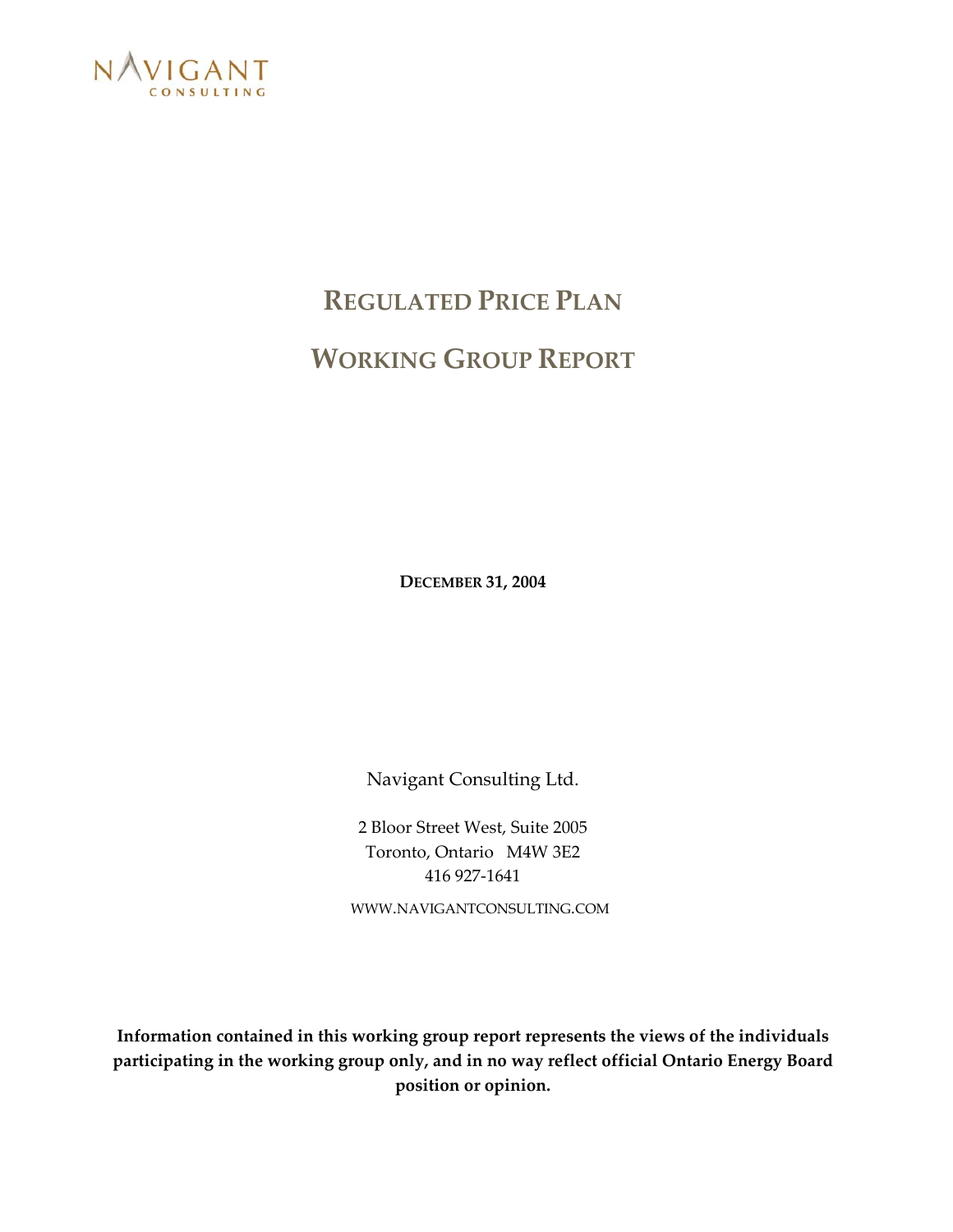NAVIGANT
CONSULTING

# REGULATED PRICE PLAN

# WORKING GROUP REPORT

**DECEMBER 31, 2004**

Navigant Consulting Ltd.

2 Bloor Street West, Suite 2005
Toronto, Ontario M4W 3E2
416 927-1641

WWW.NAVIGANTCONSULTING.COM

**Information contained in this working group report represents the views of the individuals participating in the working group only, and in no way reflect official Ontario Energy Board position or opinion.**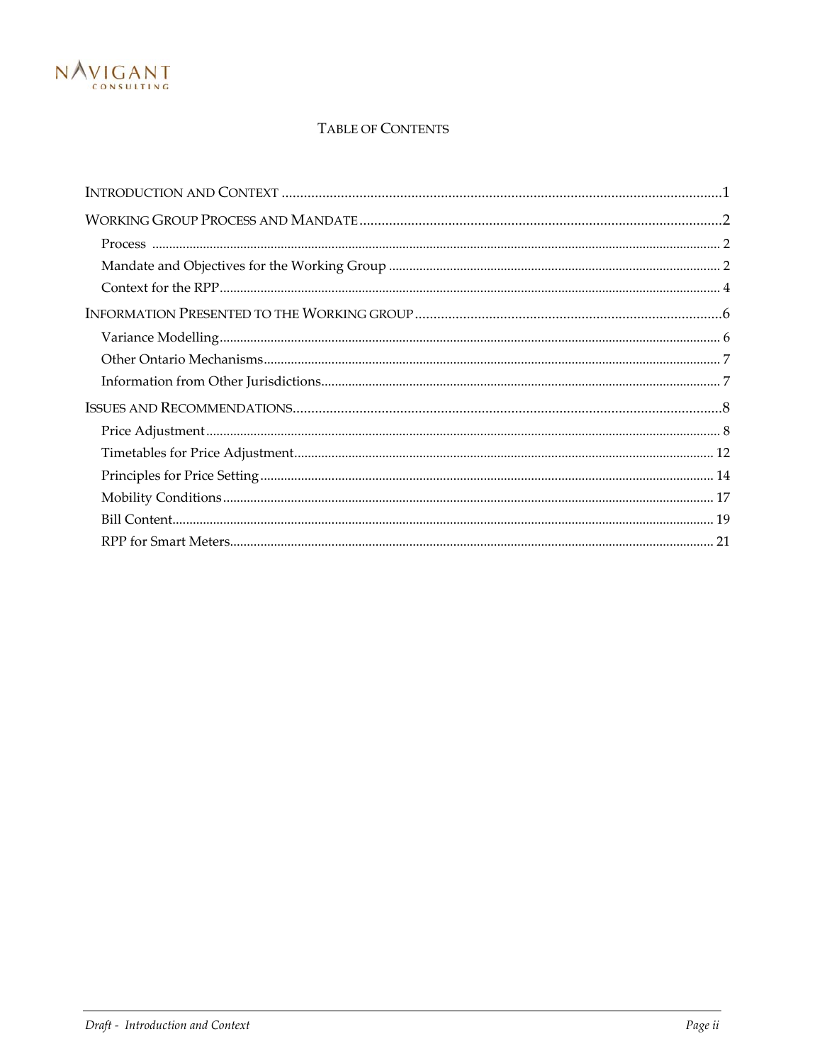# TABLE OF CONTENTS

INTRODUCTION AND CONTEXT .......................................................................................................................1

WORKING GROUP PROCESS AND MANDATE .................................................................................................2

- Process ..................................................................................................................................................... 2
- Mandate and Objectives for the Working Group ................................................................................. 2
- Context for the RPP.................................................................................................................................. 4

INFORMATION PRESENTED TO THE WORKING GROUP ...................................................................................6

- Variance Modelling.................................................................................................................................. 6
- Other Ontario Mechanisms..................................................................................................................... 7
- Information from Other Jurisdictions..................................................................................................... 7

ISSUES AND RECOMMENDATIONS....................................................................................................................8

- Price Adjustment...................................................................................................................................... 8
- Timetables for Price Adjustment.......................................................................................................... 12
- Principles for Price Setting.................................................................................................................... 14
- Mobility Conditions............................................................................................................................... 17
- Bill Content.............................................................................................................................................. 19
- RPP for Smart Meters............................................................................................................................. 21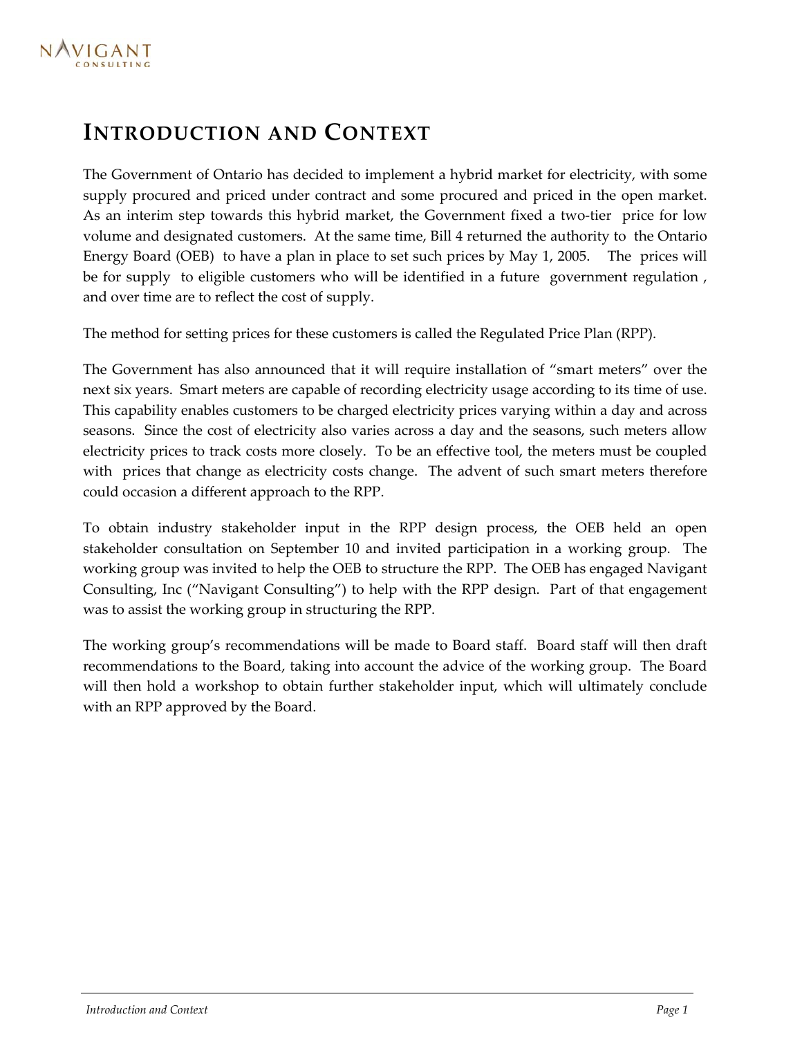# INTRODUCTION AND CONTEXT

The Government of Ontario has decided to implement a hybrid market for electricity, with some supply procured and priced under contract and some procured and priced in the open market. As an interim step towards this hybrid market, the Government fixed a two-tier price for low volume and designated customers. At the same time, Bill 4 returned the authority to the Ontario Energy Board (OEB) to have a plan in place to set such prices by May 1, 2005. The prices will be for supply to eligible customers who will be identified in a future government regulation , and over time are to reflect the cost of supply.

The method for setting prices for these customers is called the Regulated Price Plan (RPP).

The Government has also announced that it will require installation of "smart meters" over the next six years. Smart meters are capable of recording electricity usage according to its time of use. This capability enables customers to be charged electricity prices varying within a day and across seasons. Since the cost of electricity also varies across a day and the seasons, such meters allow electricity prices to track costs more closely. To be an effective tool, the meters must be coupled with prices that change as electricity costs change. The advent of such smart meters therefore could occasion a different approach to the RPP.

To obtain industry stakeholder input in the RPP design process, the OEB held an open stakeholder consultation on September 10 and invited participation in a working group. The working group was invited to help the OEB to structure the RPP. The OEB has engaged Navigant Consulting, Inc ("Navigant Consulting") to help with the RPP design. Part of that engagement was to assist the working group in structuring the RPP.

The working group's recommendations will be made to Board staff. Board staff will then draft recommendations to the Board, taking into account the advice of the working group. The Board will then hold a workshop to obtain further stakeholder input, which will ultimately conclude with an RPP approved by the Board.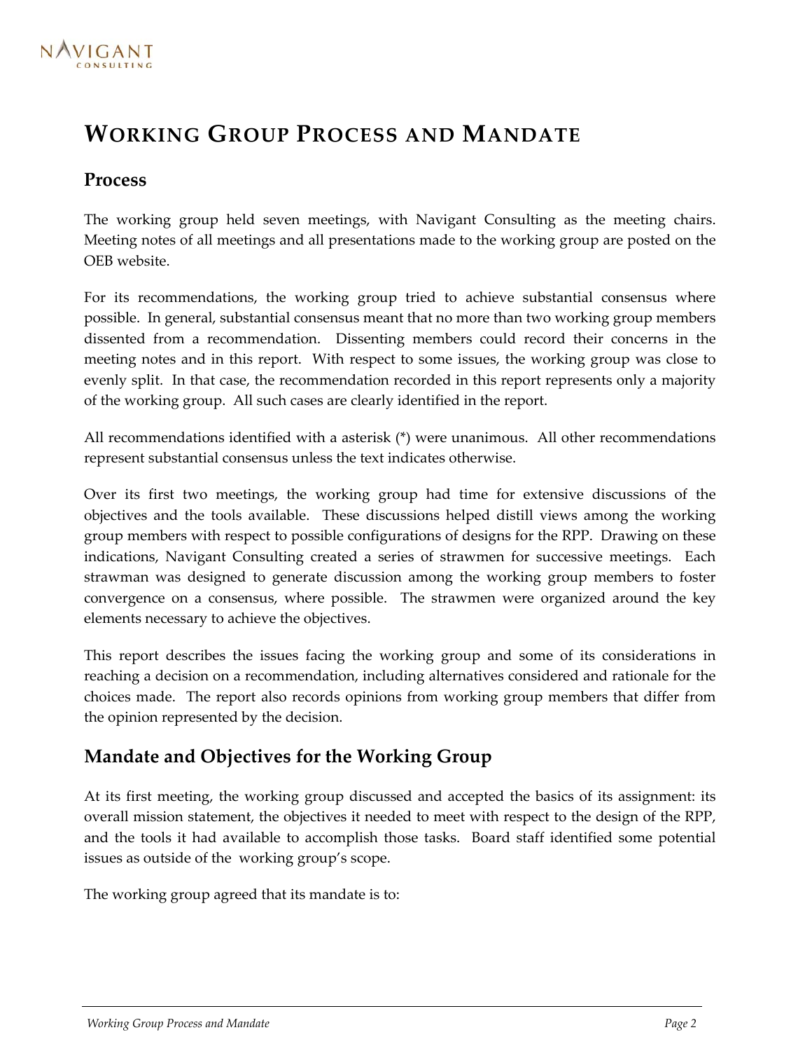# Working Group Process and Mandate

## Process

The working group held seven meetings, with Navigant Consulting as the meeting chairs. Meeting notes of all meetings and all presentations made to the working group are posted on the OEB website.

For its recommendations, the working group tried to achieve substantial consensus where possible. In general, substantial consensus meant that no more than two working group members dissented from a recommendation. Dissenting members could record their concerns in the meeting notes and in this report. With respect to some issues, the working group was close to evenly split. In that case, the recommendation recorded in this report represents only a majority of the working group. All such cases are clearly identified in the report.

All recommendations identified with an asterisk (*) were unanimous. All other recommendations represent substantial consensus unless the text indicates otherwise.

Over its first two meetings, the working group had time for extensive discussions of the objectives and the tools available. These discussions helped distill views among the working group members with respect to possible configurations of designs for the RPP. Drawing on these indications, Navigant Consulting created a series of strawmen for successive meetings. Each strawman was designed to generate discussion among the working group members to foster convergence on a consensus, where possible. The strawmen were organized around the key elements necessary to achieve the objectives.

This report describes the issues facing the working group and some of its considerations in reaching a decision on a recommendation, including alternatives considered and rationale for the choices made. The report also records opinions from working group members that differ from the opinion represented by the decision.

## Mandate and Objectives for the Working Group

At its first meeting, the working group discussed and accepted the basics of its assignment: its overall mission statement, the objectives it needed to meet with respect to the design of the RPP, and the tools it had available to accomplish those tasks. Board staff identified some potential issues as outside of the working group's scope.

The working group agreed that its mandate is to: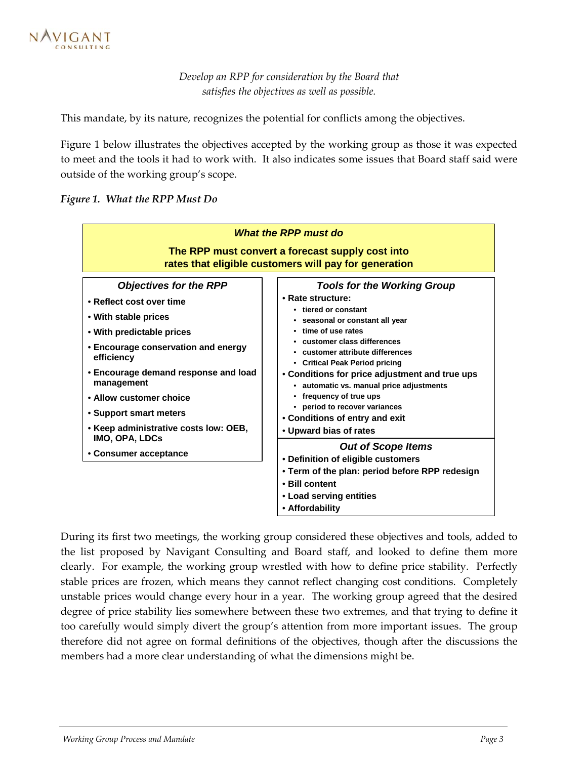*Develop an RPP for consideration by the Board that satisfies the objectives as well as possible.*

This mandate, by its nature, recognizes the potential for conflicts among the objectives.

Figure 1 below illustrates the objectives accepted by the working group as those it was expected to meet and the tools it had to work with. It also indicates some issues that Board staff said were outside of the working group's scope.

***Figure 1. What the RPP Must Do***

***What the RPP must do***

**The RPP must convert a forecast supply cost into rates that eligible customers will pay for generation**

***Objectives for the RPP***

- **Reflect cost over time**
- **With stable prices**
- **With predictable prices**
- **Encourage conservation and energy efficiency**
- **Encourage demand response and load management**
- **Allow customer choice**
- **Support smart meters**
- **Keep administrative costs low: OEB, IMO, OPA, LDCs**
- **Consumer acceptance**

***Tools for the Working Group***

- **Rate structure:**
  - **tiered or constant**
  - **seasonal or constant all year**
  - **time of use rates**
  - **customer class differences**
  - **customer attribute differences**
  - **Critical Peak Period pricing**
- **Conditions for price adjustment and true ups**
  - **automatic vs. manual price adjustments**
  - **frequency of true ups**
  - **period to recover variances**
- **Conditions of entry and exit**
- **Upward bias of rates**

***Out of Scope Items***

- **Definition of eligible customers**
- **Term of the plan: period before RPP redesign**
- **Bill content**
- **Load serving entities**
- **Affordability**

During its first two meetings, the working group considered these objectives and tools, added to the list proposed by Navigant Consulting and Board staff, and looked to define them more clearly. For example, the working group wrestled with how to define price stability. Perfectly stable prices are frozen, which means they cannot reflect changing cost conditions. Completely unstable prices would change every hour in a year. The working group agreed that the desired degree of price stability lies somewhere between these two extremes, and that trying to define it too carefully would simply divert the group's attention from more important issues. The group therefore did not agree on formal definitions of the objectives, though after the discussions the members had a more clear understanding of what the dimensions might be.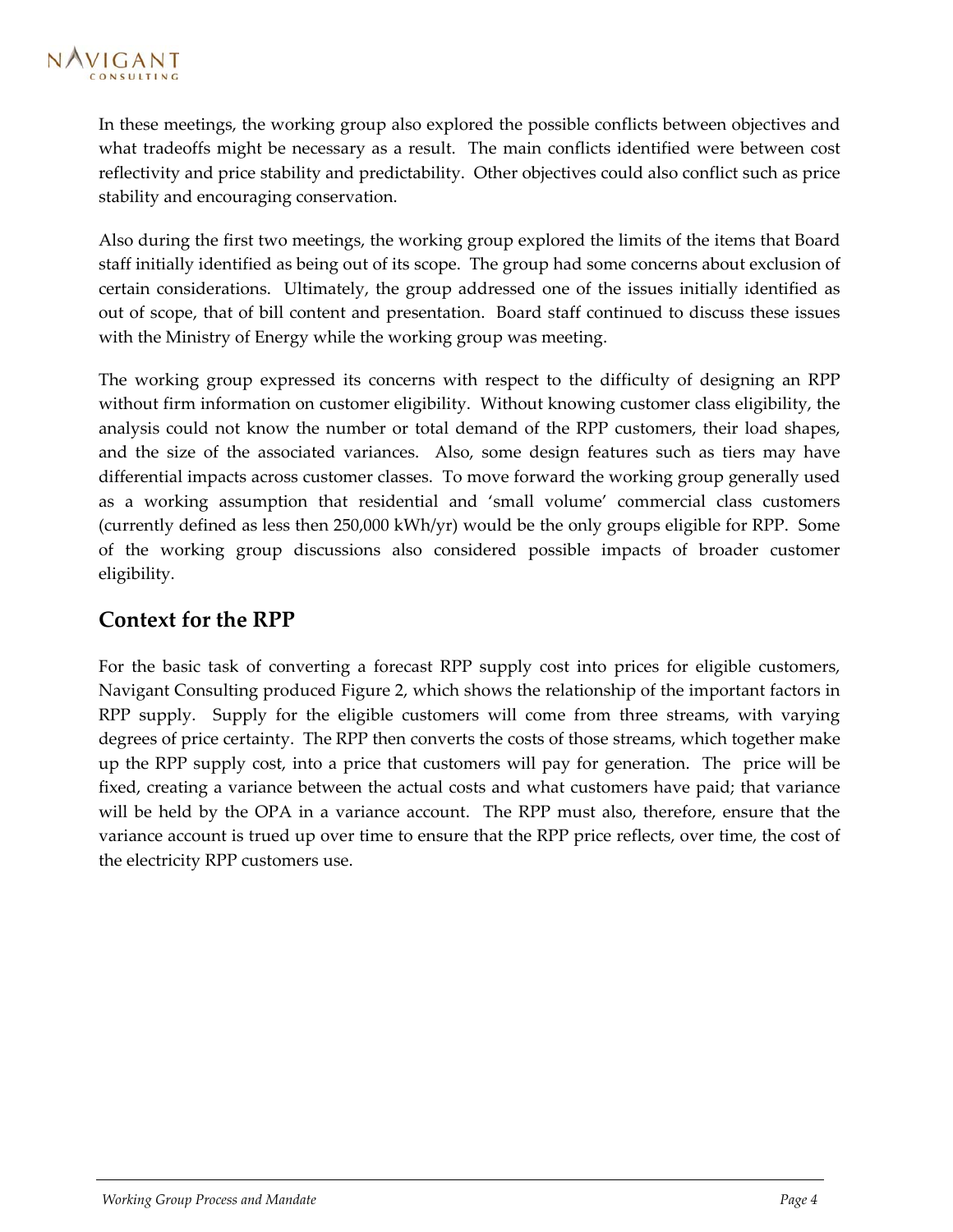In these meetings, the working group also explored the possible conflicts between objectives and what tradeoffs might be necessary as a result. The main conflicts identified were between cost reflectivity and price stability and predictability. Other objectives could also conflict such as price stability and encouraging conservation.

Also during the first two meetings, the working group explored the limits of the items that Board staff initially identified as being out of its scope. The group had some concerns about exclusion of certain considerations. Ultimately, the group addressed one of the issues initially identified as out of scope, that of bill content and presentation. Board staff continued to discuss these issues with the Ministry of Energy while the working group was meeting.

The working group expressed its concerns with respect to the difficulty of designing an RPP without firm information on customer eligibility. Without knowing customer class eligibility, the analysis could not know the number or total demand of the RPP customers, their load shapes, and the size of the associated variances. Also, some design features such as tiers may have differential impacts across customer classes. To move forward the working group generally used as a working assumption that residential and 'small volume' commercial class customers (currently defined as less then 250,000 kWh/yr) would be the only groups eligible for RPP. Some of the working group discussions also considered possible impacts of broader customer eligibility.

## Context for the RPP

For the basic task of converting a forecast RPP supply cost into prices for eligible customers, Navigant Consulting produced Figure 2, which shows the relationship of the important factors in RPP supply. Supply for the eligible customers will come from three streams, with varying degrees of price certainty. The RPP then converts the costs of those streams, which together make up the RPP supply cost, into a price that customers will pay for generation. The price will be fixed, creating a variance between the actual costs and what customers have paid; that variance will be held by the OPA in a variance account. The RPP must also, therefore, ensure that the variance account is trued up over time to ensure that the RPP price reflects, over time, the cost of the electricity RPP customers use.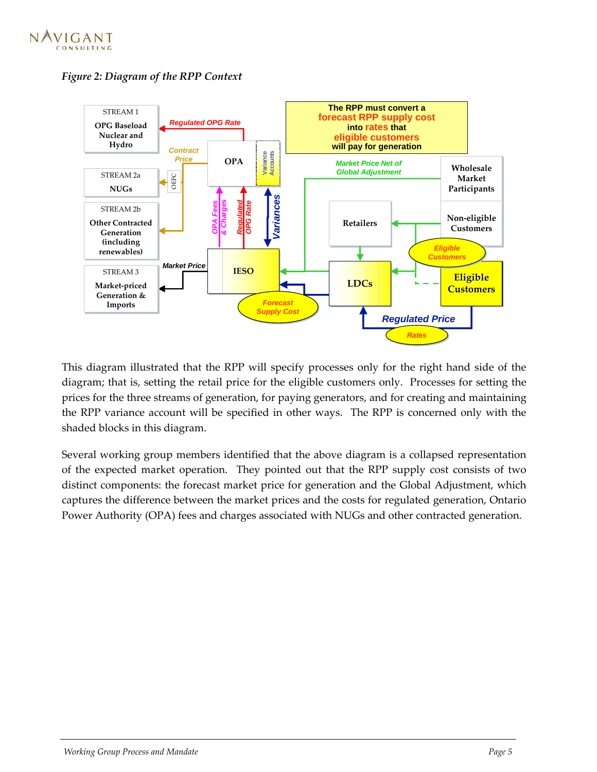*Figure 2: Diagram of the RPP Context*

This diagram illustrated that the RPP will specify processes only for the right hand side of the diagram; that is, setting the retail price for the eligible customers only. Processes for setting the prices for the three streams of generation, for paying generators, and for creating and maintaining the RPP variance account will be specified in other ways. The RPP is concerned only with the shaded blocks in this diagram.

Several working group members identified that the above diagram is a collapsed representation of the expected market operation. They pointed out that the RPP supply cost consists of two distinct components: the forecast market price for generation and the Global Adjustment, which captures the difference between the market prices and the costs for regulated generation, Ontario Power Authority (OPA) fees and charges associated with NUGs and other contracted generation.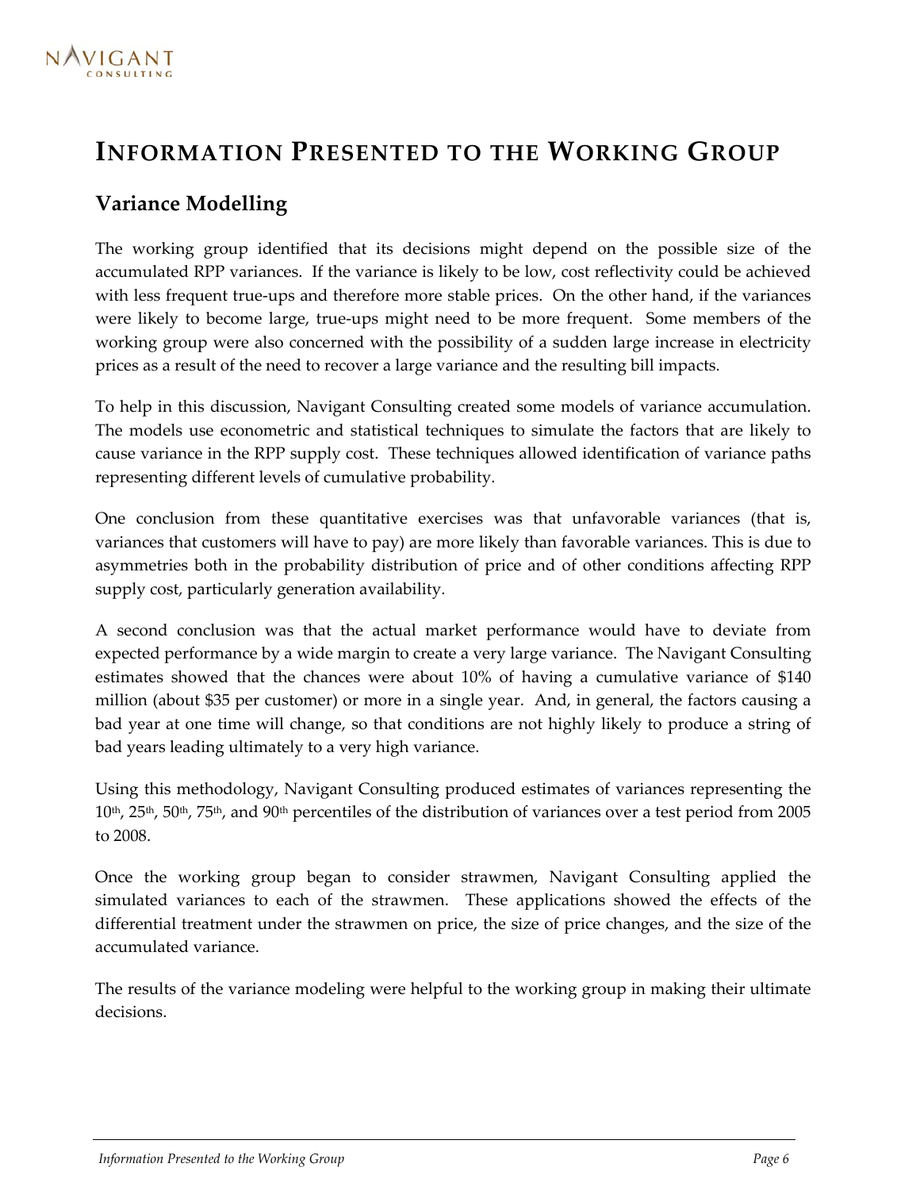# Information Presented to the Working Group

## Variance Modelling

The working group identified that its decisions might depend on the possible size of the accumulated RPP variances. If the variance is likely to be low, cost reflectivity could be achieved with less frequent true-ups and therefore more stable prices. On the other hand, if the variances were likely to become large, true-ups might need to be more frequent. Some members of the working group were also concerned with the possibility of a sudden large increase in electricity prices as a result of the need to recover a large variance and the resulting bill impacts.

To help in this discussion, Navigant Consulting created some models of variance accumulation. The models use econometric and statistical techniques to simulate the factors that are likely to cause variance in the RPP supply cost. These techniques allowed identification of variance paths representing different levels of cumulative probability.

One conclusion from these quantitative exercises was that unfavorable variances (that is, variances that customers will have to pay) are more likely than favorable variances. This is due to asymmetries both in the probability distribution of price and of other conditions affecting RPP supply cost, particularly generation availability.

A second conclusion was that the actual market performance would have to deviate from expected performance by a wide margin to create a very large variance. The Navigant Consulting estimates showed that the chances were about 10% of having a cumulative variance of $140 million (about $35 per customer) or more in a single year. And, in general, the factors causing a bad year at one time will change, so that conditions are not highly likely to produce a string of bad years leading ultimately to a very high variance.

Using this methodology, Navigant Consulting produced estimates of variances representing the 10th, 25th, 50th, 75th, and 90th percentiles of the distribution of variances over a test period from 2005 to 2008.

Once the working group began to consider strawmen, Navigant Consulting applied the simulated variances to each of the strawmen. These applications showed the effects of the differential treatment under the strawmen on price, the size of price changes, and the size of the accumulated variance.

The results of the variance modeling were helpful to the working group in making their ultimate decisions.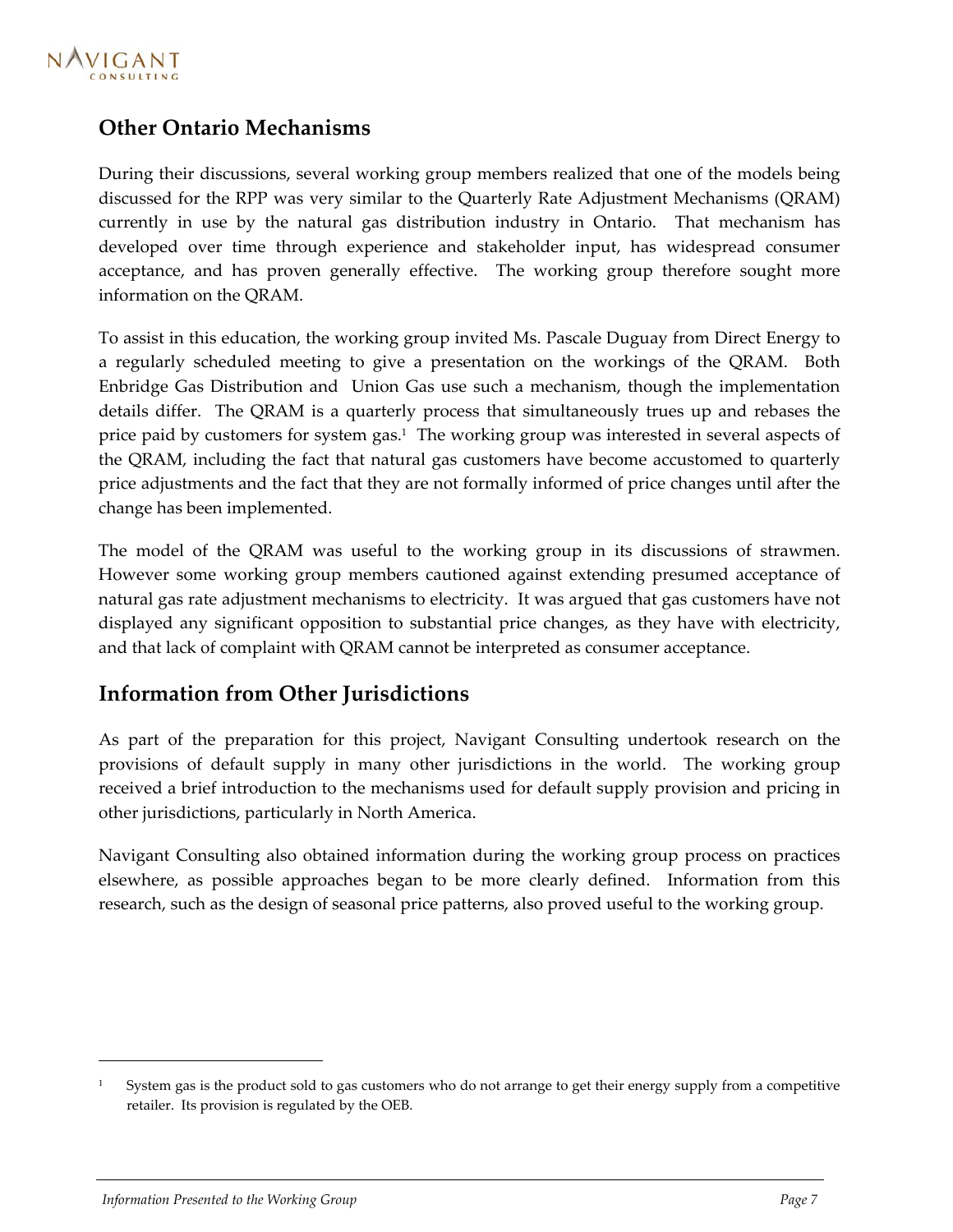## Other Ontario Mechanisms

During their discussions, several working group members realized that one of the models being discussed for the RPP was very similar to the Quarterly Rate Adjustment Mechanisms (QRAM) currently in use by the natural gas distribution industry in Ontario. That mechanism has developed over time through experience and stakeholder input, has widespread consumer acceptance, and has proven generally effective. The working group therefore sought more information on the QRAM.

To assist in this education, the working group invited Ms. Pascale Duguay from Direct Energy to a regularly scheduled meeting to give a presentation on the workings of the QRAM. Both Enbridge Gas Distribution and Union Gas use such a mechanism, though the implementation details differ. The QRAM is a quarterly process that simultaneously trues up and rebases the price paid by customers for system gas.[1] The working group was interested in several aspects of the QRAM, including the fact that natural gas customers have become accustomed to quarterly price adjustments and the fact that they are not formally informed of price changes until after the change has been implemented.

The model of the QRAM was useful to the working group in its discussions of strawmen. However some working group members cautioned against extending presumed acceptance of natural gas rate adjustment mechanisms to electricity. It was argued that gas customers have not displayed any significant opposition to substantial price changes, as they have with electricity, and that lack of complaint with QRAM cannot be interpreted as consumer acceptance.

## Information from Other Jurisdictions

As part of the preparation for this project, Navigant Consulting undertook research on the provisions of default supply in many other jurisdictions in the world. The working group received a brief introduction to the mechanisms used for default supply provision and pricing in other jurisdictions, particularly in North America.

Navigant Consulting also obtained information during the working group process on practices elsewhere, as possible approaches began to be more clearly defined. Information from this research, such as the design of seasonal price patterns, also proved useful to the working group.

---

[1] System gas is the product sold to gas customers who do not arrange to get their energy supply from a competitive retailer. Its provision is regulated by the OEB.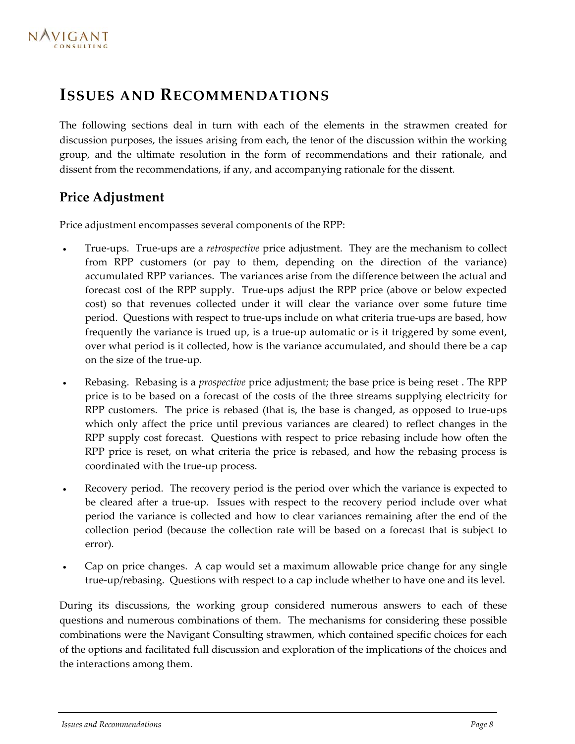# ISSUES AND RECOMMENDATIONS

The following sections deal in turn with each of the elements in the strawmen created for discussion purposes, the issues arising from each, the tenor of the discussion within the working group, and the ultimate resolution in the form of recommendations and their rationale, and dissent from the recommendations, if any, and accompanying rationale for the dissent.

## Price Adjustment

Price adjustment encompasses several components of the RPP:

- True-ups. True-ups are a *retrospective* price adjustment. They are the mechanism to collect from RPP customers (or pay to them, depending on the direction of the variance) accumulated RPP variances. The variances arise from the difference between the actual and forecast cost of the RPP supply. True-ups adjust the RPP price (above or below expected cost) so that revenues collected under it will clear the variance over some future time period. Questions with respect to true-ups include on what criteria true-ups are based, how frequently the variance is trued up, is a true-up automatic or is it triggered by some event, over what period is it collected, how is the variance accumulated, and should there be a cap on the size of the true-up.
- Rebasing. Rebasing is a *prospective* price adjustment; the base price is being reset . The RPP price is to be based on a forecast of the costs of the three streams supplying electricity for RPP customers. The price is rebased (that is, the base is changed, as opposed to true-ups which only affect the price until previous variances are cleared) to reflect changes in the RPP supply cost forecast. Questions with respect to price rebasing include how often the RPP price is reset, on what criteria the price is rebased, and how the rebasing process is coordinated with the true-up process.
- Recovery period. The recovery period is the period over which the variance is expected to be cleared after a true-up. Issues with respect to the recovery period include over what period the variance is collected and how to clear variances remaining after the end of the collection period (because the collection rate will be based on a forecast that is subject to error).
- Cap on price changes. A cap would set a maximum allowable price change for any single true-up/rebasing. Questions with respect to a cap include whether to have one and its level.

During its discussions, the working group considered numerous answers to each of these questions and numerous combinations of them. The mechanisms for considering these possible combinations were the Navigant Consulting strawmen, which contained specific choices for each of the options and facilitated full discussion and exploration of the implications of the choices and the interactions among them.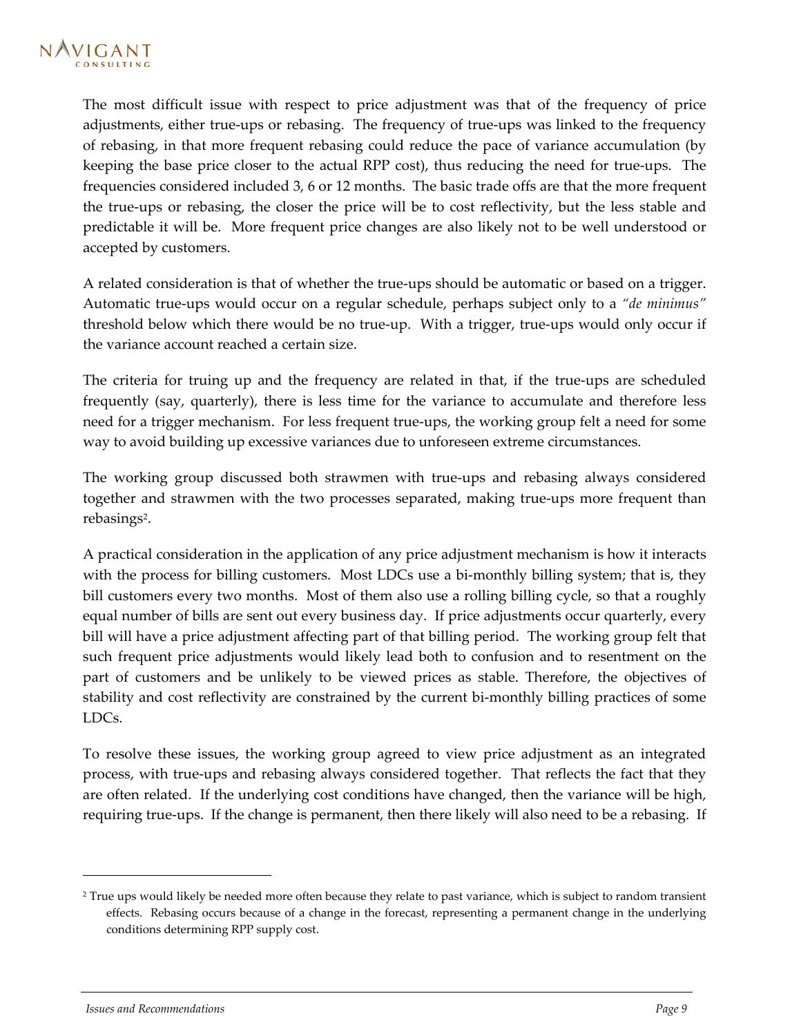The most difficult issue with respect to price adjustment was that of the frequency of price adjustments, either true-ups or rebasing. The frequency of true-ups was linked to the frequency of rebasing, in that more frequent rebasing could reduce the pace of variance accumulation (by keeping the base price closer to the actual RPP cost), thus reducing the need for true-ups. The frequencies considered included 3, 6 or 12 months. The basic trade offs are that the more frequent the true-ups or rebasing, the closer the price will be to cost reflectivity, but the less stable and predictable it will be. More frequent price changes are also likely not to be well understood or accepted by customers.

A related consideration is that of whether the true-ups should be automatic or based on a trigger. Automatic true-ups would occur on a regular schedule, perhaps subject only to a *"de minimus"* threshold below which there would be no true-up. With a trigger, true-ups would only occur if the variance account reached a certain size.

The criteria for truing up and the frequency are related in that, if the true-ups are scheduled frequently (say, quarterly), there is less time for the variance to accumulate and therefore less need for a trigger mechanism. For less frequent true-ups, the working group felt a need for some way to avoid building up excessive variances due to unforeseen extreme circumstances.

The working group discussed both strawmen with true-ups and rebasing always considered together and strawmen with the two processes separated, making true-ups more frequent than rebasings[2].

A practical consideration in the application of any price adjustment mechanism is how it interacts with the process for billing customers. Most LDCs use a bi-monthly billing system; that is, they bill customers every two months. Most of them also use a rolling billing cycle, so that a roughly equal number of bills are sent out every business day. If price adjustments occur quarterly, every bill will have a price adjustment affecting part of that billing period. The working group felt that such frequent price adjustments would likely lead both to confusion and to resentment on the part of customers and be unlikely to be viewed prices as stable. Therefore, the objectives of stability and cost reflectivity are constrained by the current bi-monthly billing practices of some LDCs.

To resolve these issues, the working group agreed to view price adjustment as an integrated process, with true-ups and rebasing always considered together. That reflects the fact that they are often related. If the underlying cost conditions have changed, then the variance will be high, requiring true-ups. If the change is permanent, then there likely will also need to be a rebasing. If

---

[2] True ups would likely be needed more often because they relate to past variance, which is subject to random transient effects. Rebasing occurs because of a change in the forecast, representing a permanent change in the underlying conditions determining RPP supply cost.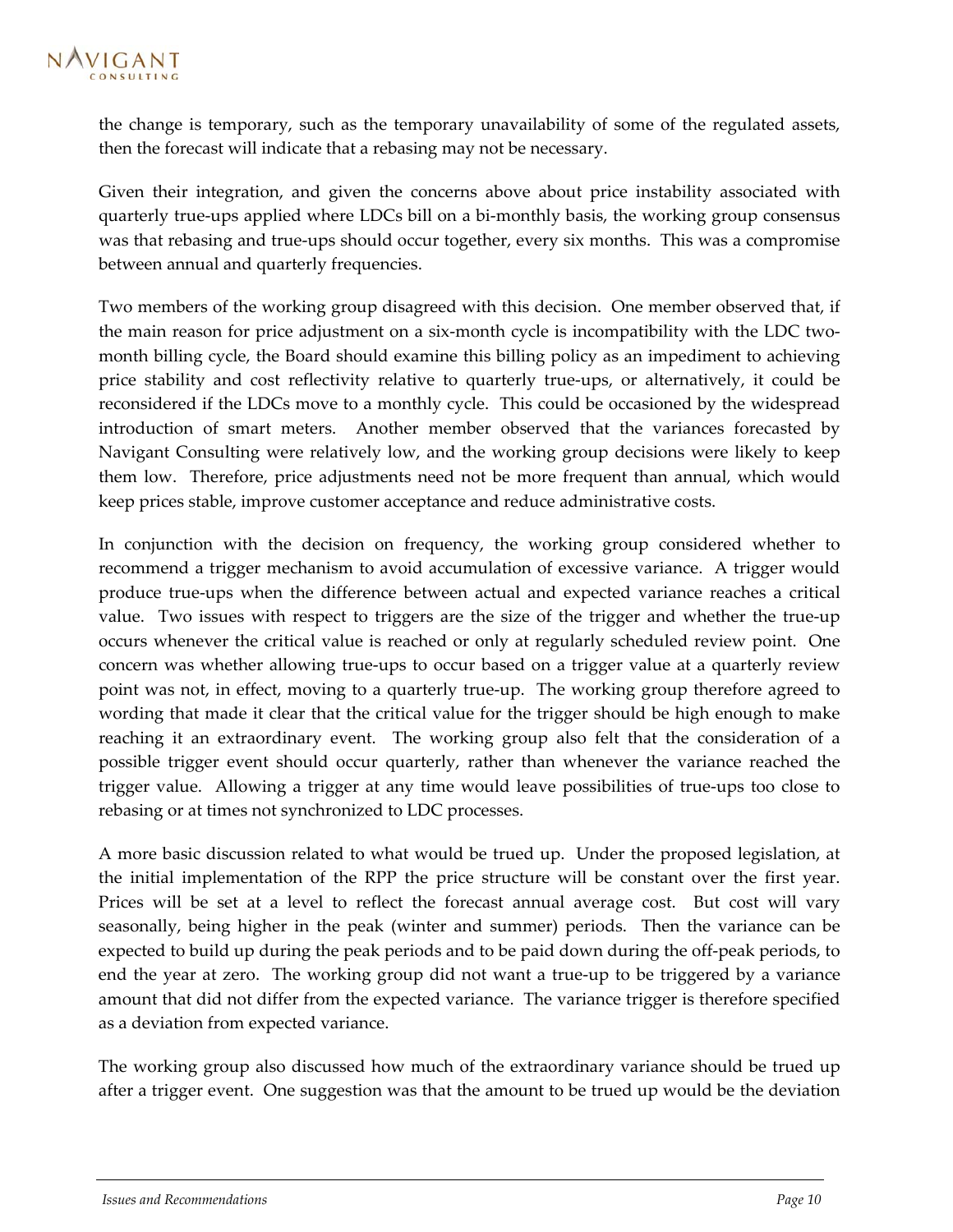the change is temporary, such as the temporary unavailability of some of the regulated assets, then the forecast will indicate that a rebasing may not be necessary.

Given their integration, and given the concerns above about price instability associated with quarterly true-ups applied where LDCs bill on a bi-monthly basis, the working group consensus was that rebasing and true-ups should occur together, every six months. This was a compromise between annual and quarterly frequencies.

Two members of the working group disagreed with this decision. One member observed that, if the main reason for price adjustment on a six-month cycle is incompatibility with the LDC two-month billing cycle, the Board should examine this billing policy as an impediment to achieving price stability and cost reflectivity relative to quarterly true-ups, or alternatively, it could be reconsidered if the LDCs move to a monthly cycle. This could be occasioned by the widespread introduction of smart meters. Another member observed that the variances forecasted by Navigant Consulting were relatively low, and the working group decisions were likely to keep them low. Therefore, price adjustments need not be more frequent than annual, which would keep prices stable, improve customer acceptance and reduce administrative costs.

In conjunction with the decision on frequency, the working group considered whether to recommend a trigger mechanism to avoid accumulation of excessive variance. A trigger would produce true-ups when the difference between actual and expected variance reaches a critical value. Two issues with respect to triggers are the size of the trigger and whether the true-up occurs whenever the critical value is reached or only at regularly scheduled review point. One concern was whether allowing true-ups to occur based on a trigger value at a quarterly review point was not, in effect, moving to a quarterly true-up. The working group therefore agreed to wording that made it clear that the critical value for the trigger should be high enough to make reaching it an extraordinary event. The working group also felt that the consideration of a possible trigger event should occur quarterly, rather than whenever the variance reached the trigger value. Allowing a trigger at any time would leave possibilities of true-ups too close to rebasing or at times not synchronized to LDC processes.

A more basic discussion related to what would be trued up. Under the proposed legislation, at the initial implementation of the RPP the price structure will be constant over the first year. Prices will be set at a level to reflect the forecast annual average cost. But cost will vary seasonally, being higher in the peak (winter and summer) periods. Then the variance can be expected to build up during the peak periods and to be paid down during the off-peak periods, to end the year at zero. The working group did not want a true-up to be triggered by a variance amount that did not differ from the expected variance. The variance trigger is therefore specified as a deviation from expected variance.

The working group also discussed how much of the extraordinary variance should be trued up after a trigger event. One suggestion was that the amount to be trued up would be the deviation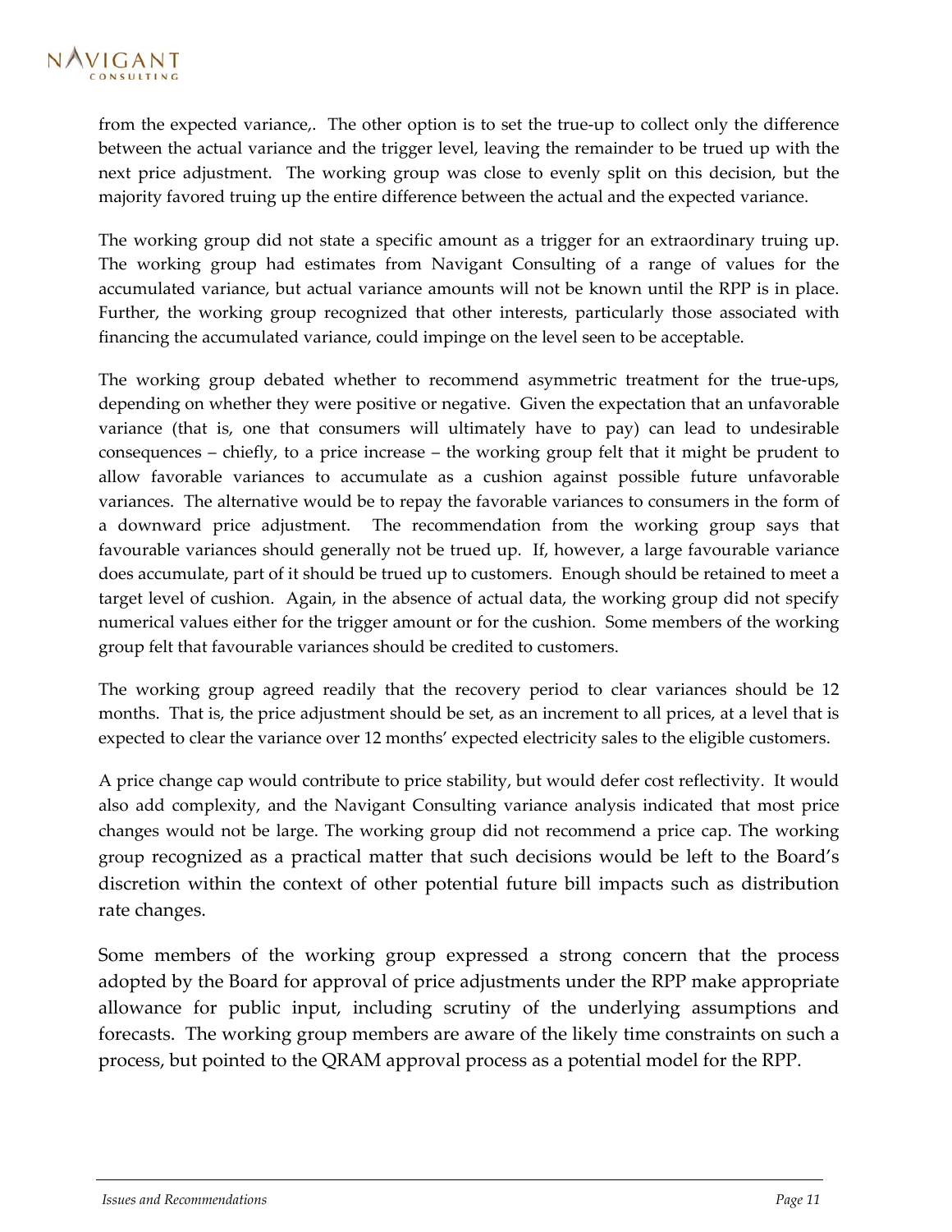from the expected variance,. The other option is to set the true-up to collect only the difference between the actual variance and the trigger level, leaving the remainder to be trued up with the next price adjustment. The working group was close to evenly split on this decision, but the majority favored truing up the entire difference between the actual and the expected variance.

The working group did not state a specific amount as a trigger for an extraordinary truing up. The working group had estimates from Navigant Consulting of a range of values for the accumulated variance, but actual variance amounts will not be known until the RPP is in place. Further, the working group recognized that other interests, particularly those associated with financing the accumulated variance, could impinge on the level seen to be acceptable.

The working group debated whether to recommend asymmetric treatment for the true-ups, depending on whether they were positive or negative. Given the expectation that an unfavorable variance (that is, one that consumers will ultimately have to pay) can lead to undesirable consequences – chiefly, to a price increase – the working group felt that it might be prudent to allow favorable variances to accumulate as a cushion against possible future unfavorable variances. The alternative would be to repay the favorable variances to consumers in the form of a downward price adjustment. The recommendation from the working group says that favourable variances should generally not be trued up. If, however, a large favourable variance does accumulate, part of it should be trued up to customers. Enough should be retained to meet a target level of cushion. Again, in the absence of actual data, the working group did not specify numerical values either for the trigger amount or for the cushion. Some members of the working group felt that favourable variances should be credited to customers.

The working group agreed readily that the recovery period to clear variances should be 12 months. That is, the price adjustment should be set, as an increment to all prices, at a level that is expected to clear the variance over 12 months' expected electricity sales to the eligible customers.

A price change cap would contribute to price stability, but would defer cost reflectivity. It would also add complexity, and the Navigant Consulting variance analysis indicated that most price changes would not be large. The working group did not recommend a price cap. The working group recognized as a practical matter that such decisions would be left to the Board's discretion within the context of other potential future bill impacts such as distribution rate changes.

Some members of the working group expressed a strong concern that the process adopted by the Board for approval of price adjustments under the RPP make appropriate allowance for public input, including scrutiny of the underlying assumptions and forecasts. The working group members are aware of the likely time constraints on such a process, but pointed to the QRAM approval process as a potential model for the RPP.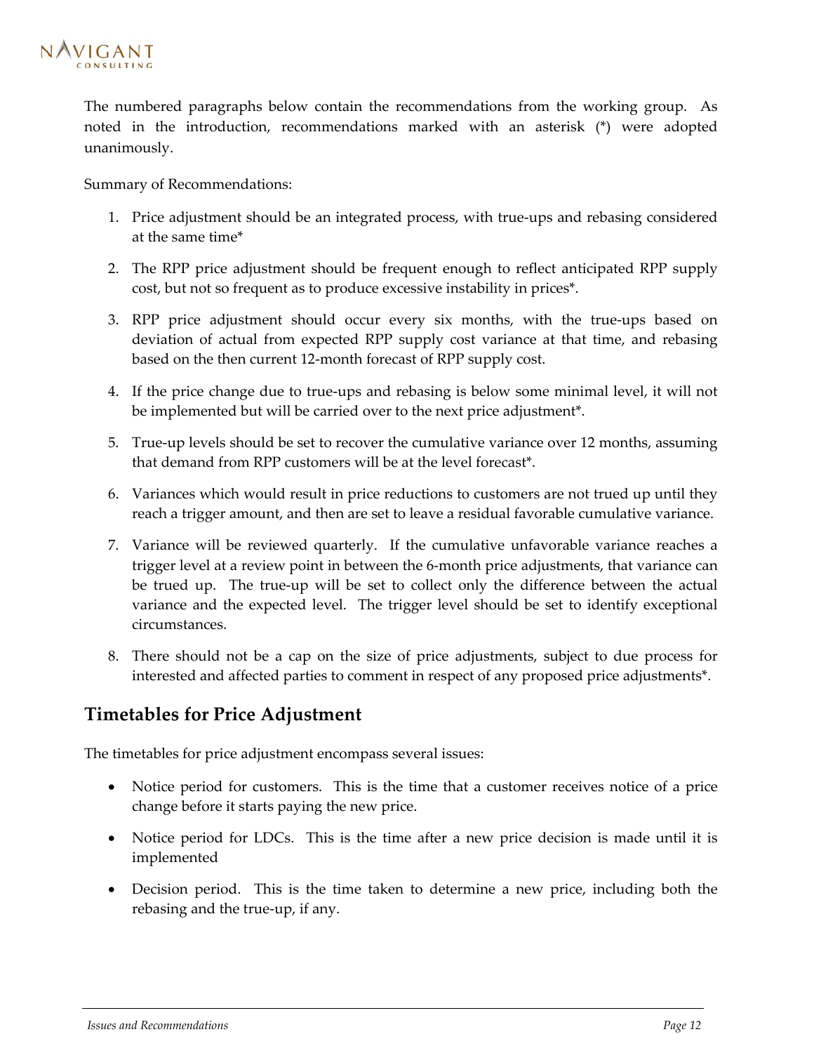The numbered paragraphs below contain the recommendations from the working group. As noted in the introduction, recommendations marked with an asterisk (*) were adopted unanimously.

Summary of Recommendations:

1. Price adjustment should be an integrated process, with true-ups and rebasing considered at the same time*
2. The RPP price adjustment should be frequent enough to reflect anticipated RPP supply cost, but not so frequent as to produce excessive instability in prices*.
3. RPP price adjustment should occur every six months, with the true-ups based on deviation of actual from expected RPP supply cost variance at that time, and rebasing based on the then current 12-month forecast of RPP supply cost.
4. If the price change due to true-ups and rebasing is below some minimal level, it will not be implemented but will be carried over to the next price adjustment*.
5. True-up levels should be set to recover the cumulative variance over 12 months, assuming that demand from RPP customers will be at the level forecast*.
6. Variances which would result in price reductions to customers are not trued up until they reach a trigger amount, and then are set to leave a residual favorable cumulative variance.
7. Variance will be reviewed quarterly. If the cumulative unfavorable variance reaches a trigger level at a review point in between the 6-month price adjustments, that variance can be trued up. The true-up will be set to collect only the difference between the actual variance and the expected level. The trigger level should be set to identify exceptional circumstances.
8. There should not be a cap on the size of price adjustments, subject to due process for interested and affected parties to comment in respect of any proposed price adjustments*.

## Timetables for Price Adjustment

The timetables for price adjustment encompass several issues:

- Notice period for customers. This is the time that a customer receives notice of a price change before it starts paying the new price.
- Notice period for LDCs. This is the time after a new price decision is made until it is implemented
- Decision period. This is the time taken to determine a new price, including both the rebasing and the true-up, if any.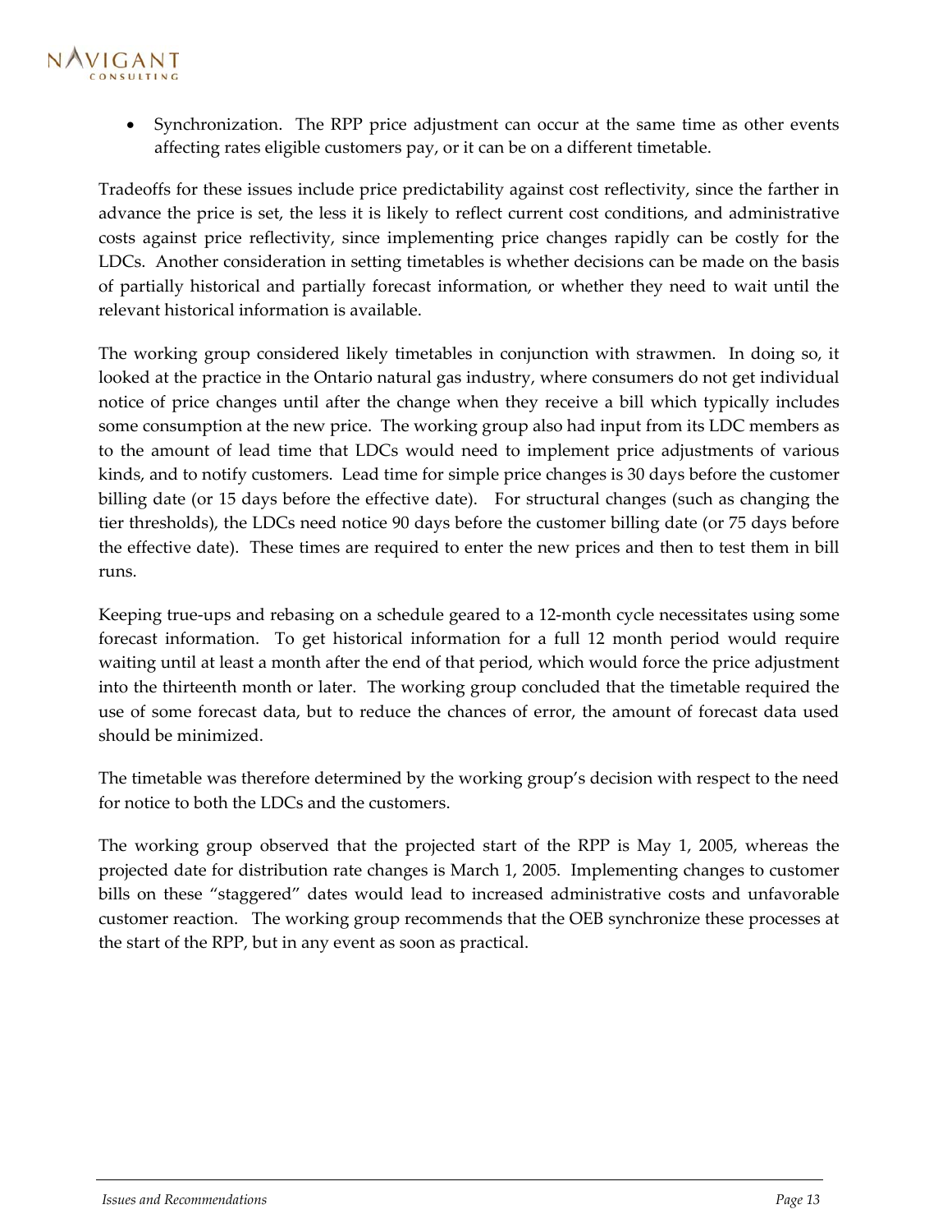- Synchronization. The RPP price adjustment can occur at the same time as other events affecting rates eligible customers pay, or it can be on a different timetable.

Tradeoffs for these issues include price predictability against cost reflectivity, since the farther in advance the price is set, the less it is likely to reflect current cost conditions, and administrative costs against price reflectivity, since implementing price changes rapidly can be costly for the LDCs. Another consideration in setting timetables is whether decisions can be made on the basis of partially historical and partially forecast information, or whether they need to wait until the relevant historical information is available.

The working group considered likely timetables in conjunction with strawmen. In doing so, it looked at the practice in the Ontario natural gas industry, where consumers do not get individual notice of price changes until after the change when they receive a bill which typically includes some consumption at the new price. The working group also had input from its LDC members as to the amount of lead time that LDCs would need to implement price adjustments of various kinds, and to notify customers. Lead time for simple price changes is 30 days before the customer billing date (or 15 days before the effective date). For structural changes (such as changing the tier thresholds), the LDCs need notice 90 days before the customer billing date (or 75 days before the effective date). These times are required to enter the new prices and then to test them in bill runs.

Keeping true-ups and rebasing on a schedule geared to a 12-month cycle necessitates using some forecast information. To get historical information for a full 12 month period would require waiting until at least a month after the end of that period, which would force the price adjustment into the thirteenth month or later. The working group concluded that the timetable required the use of some forecast data, but to reduce the chances of error, the amount of forecast data used should be minimized.

The timetable was therefore determined by the working group's decision with respect to the need for notice to both the LDCs and the customers.

The working group observed that the projected start of the RPP is May 1, 2005, whereas the projected date for distribution rate changes is March 1, 2005. Implementing changes to customer bills on these "staggered" dates would lead to increased administrative costs and unfavorable customer reaction. The working group recommends that the OEB synchronize these processes at the start of the RPP, but in any event as soon as practical.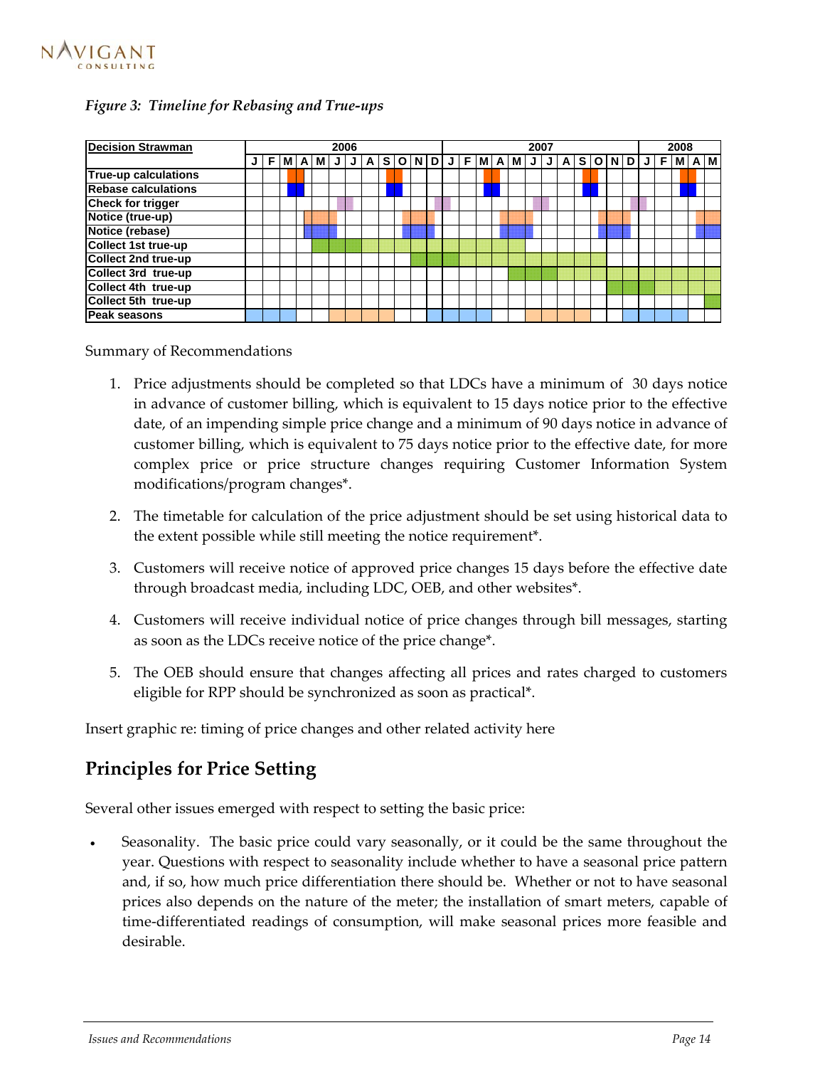*Figure 3: Timeline for Rebasing and True-ups*

| Decision Strawman | 2006 | | | | | | | | | | | | 2007 | | | | | | | | | | | | 2008 | | | | |
|---|---|---|---|---|---|---|---|---|---|---|---|---|---|---|---|---|---|---|---|---|---|---|---|---|---|---|---|---|---|
| | J | F | M | A | M | J | J | A | S | O | N | D | J | F | M | A | M | J | J | A | S | O | N | D | J | F | M | A | M |
| True-up calculations | | | ■ | ■ | | | | | ■ | ■ | | | | | ■ | ■ | | | | | ■ | ■ | | | | | ■ | ■ | |
| Rebase calculations | | | ■ | ■ | | | | | ■ | ■ | | | | | ■ | ■ | | | | | ■ | ■ | | | | | ■ | ■ | |
| Check for trigger | | | | | | ■ | ■ | | | | | ■ | ■ | | | | | ■ | ■ | | | | | ■ | ■ | | | | |
| Notice (true-up) | | | | ■ | ■ | ■ | | | | ■ | ■ | ■ | | | | ■ | ■ | ■ | | | | ■ | ■ | ■ | | | | ■ | ■ |
| Notice (rebase) | | | | ■ | ■ | ■ | | | | ■ | ■ | ■ | | | | ■ | ■ | ■ | | | | ■ | ■ | ■ | | | | ■ | ■ |
| Collect 1st true-up | | | | | ■ | ■ | ■ | ■ | ■ | ■ | ■ | ■ | ■ | ■ | ■ | ■ | ■ | | | | | | | | | | | | |
| Collect 2nd true-up | | | | | | | | | | | ■ | ■ | ■ | ■ | ■ | ■ | ■ | ■ | ■ | ■ | ■ | ■ | | | | | | | |
| Collect 3rd true-up | | | | | | | | | | | | | | | | | ■ | ■ | ■ | ■ | ■ | ■ | ■ | ■ | ■ | ■ | ■ | ■ | ■ |
| Collect 4th true-up | | | | | | | | | | | | | | | | | | | | | | | ■ | ■ | ■ | ■ | ■ | ■ | ■ |
| Collect 5th true-up | | | | | | | | | | | | | | | | | | | | | | | | | | | | | ■ |
| Peak seasons | ■ | ■ | ■ | | | ■ | ■ | ■ | ■ | | | ■ | ■ | ■ | ■ | | | ■ | ■ | ■ | ■ | | | ■ | ■ | ■ | ■ | | |

Summary of Recommendations

1. Price adjustments should be completed so that LDCs have a minimum of 30 days notice in advance of customer billing, which is equivalent to 15 days notice prior to the effective date, of an impending simple price change and a minimum of 90 days notice in advance of customer billing, which is equivalent to 75 days notice prior to the effective date, for more complex price or price structure changes requiring Customer Information System modifications/program changes*.

2. The timetable for calculation of the price adjustment should be set using historical data to the extent possible while still meeting the notice requirement*.

3. Customers will receive notice of approved price changes 15 days before the effective date through broadcast media, including LDC, OEB, and other websites*.

4. Customers will receive individual notice of price changes through bill messages, starting as soon as the LDCs receive notice of the price change*.

5. The OEB should ensure that changes affecting all prices and rates charged to customers eligible for RPP should be synchronized as soon as practical*.

Insert graphic re: timing of price changes and other related activity here

## Principles for Price Setting

Several other issues emerged with respect to setting the basic price:

- Seasonality. The basic price could vary seasonally, or it could be the same throughout the year. Questions with respect to seasonality include whether to have a seasonal price pattern and, if so, how much price differentiation there should be. Whether or not to have seasonal prices also depends on the nature of the meter; the installation of smart meters, capable of time-differentiated readings of consumption, will make seasonal prices more feasible and desirable.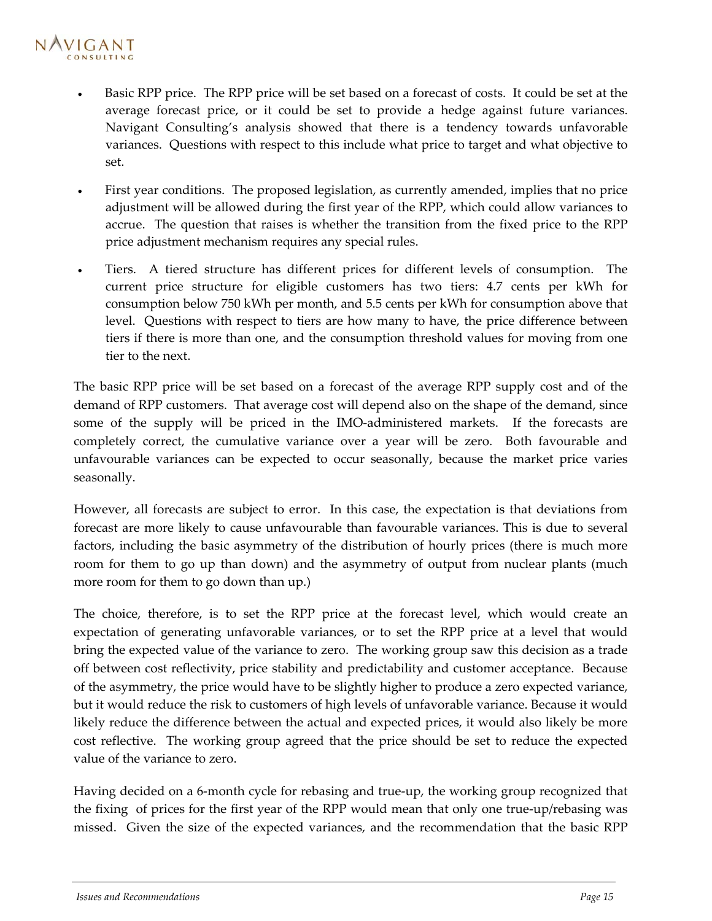- Basic RPP price. The RPP price will be set based on a forecast of costs. It could be set at the average forecast price, or it could be set to provide a hedge against future variances. Navigant Consulting's analysis showed that there is a tendency towards unfavorable variances. Questions with respect to this include what price to target and what objective to set.
- First year conditions. The proposed legislation, as currently amended, implies that no price adjustment will be allowed during the first year of the RPP, which could allow variances to accrue. The question that raises is whether the transition from the fixed price to the RPP price adjustment mechanism requires any special rules.
- Tiers. A tiered structure has different prices for different levels of consumption. The current price structure for eligible customers has two tiers: 4.7 cents per kWh for consumption below 750 kWh per month, and 5.5 cents per kWh for consumption above that level. Questions with respect to tiers are how many to have, the price difference between tiers if there is more than one, and the consumption threshold values for moving from one tier to the next.

The basic RPP price will be set based on a forecast of the average RPP supply cost and of the demand of RPP customers. That average cost will depend also on the shape of the demand, since some of the supply will be priced in the IMO-administered markets. If the forecasts are completely correct, the cumulative variance over a year will be zero. Both favourable and unfavourable variances can be expected to occur seasonally, because the market price varies seasonally.

However, all forecasts are subject to error. In this case, the expectation is that deviations from forecast are more likely to cause unfavourable than favourable variances. This is due to several factors, including the basic asymmetry of the distribution of hourly prices (there is much more room for them to go up than down) and the asymmetry of output from nuclear plants (much more room for them to go down than up.)

The choice, therefore, is to set the RPP price at the forecast level, which would create an expectation of generating unfavorable variances, or to set the RPP price at a level that would bring the expected value of the variance to zero. The working group saw this decision as a trade off between cost reflectivity, price stability and predictability and customer acceptance. Because of the asymmetry, the price would have to be slightly higher to produce a zero expected variance, but it would reduce the risk to customers of high levels of unfavorable variance. Because it would likely reduce the difference between the actual and expected prices, it would also likely be more cost reflective. The working group agreed that the price should be set to reduce the expected value of the variance to zero.

Having decided on a 6-month cycle for rebasing and true-up, the working group recognized that the fixing of prices for the first year of the RPP would mean that only one true-up/rebasing was missed. Given the size of the expected variances, and the recommendation that the basic RPP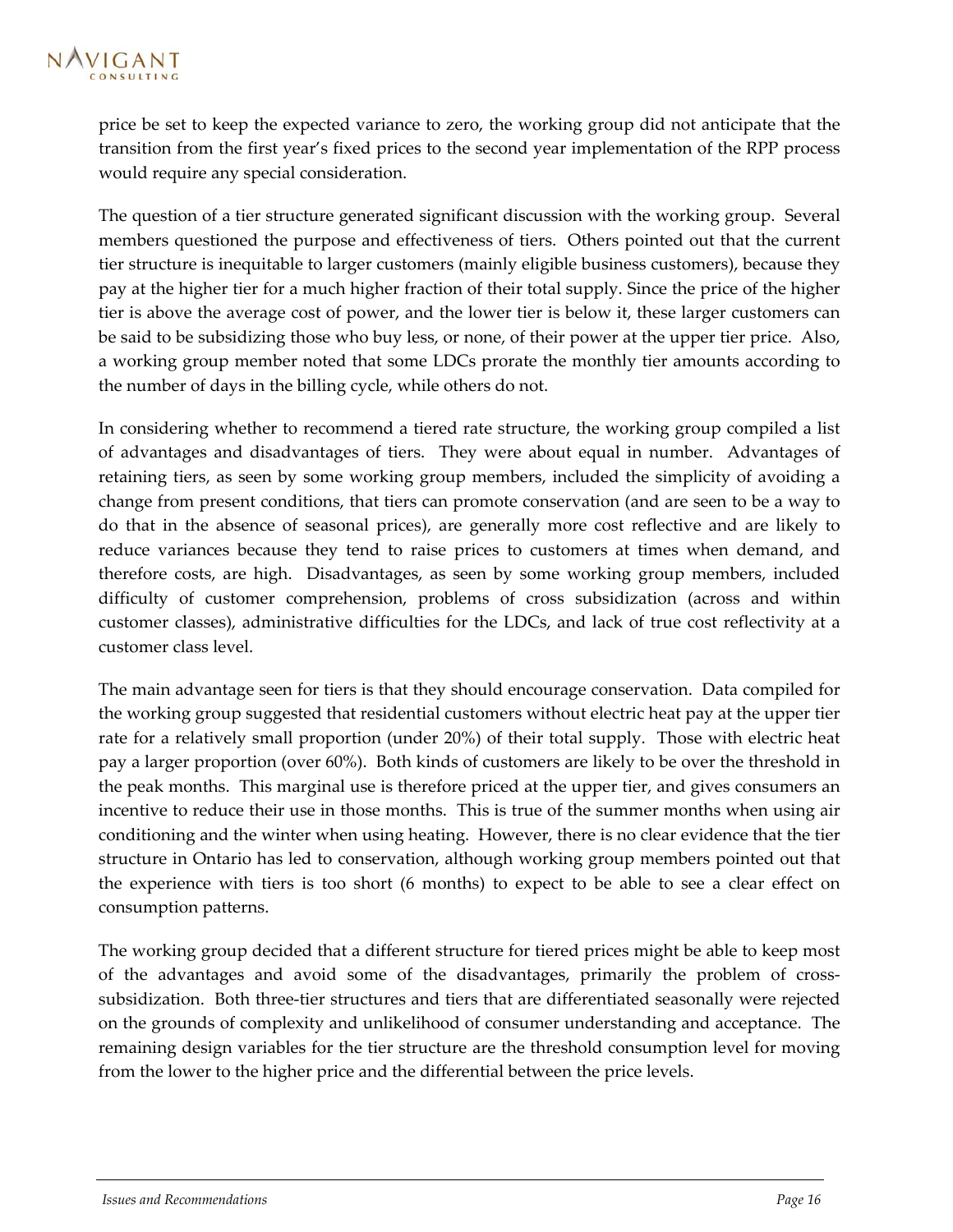price be set to keep the expected variance to zero, the working group did not anticipate that the transition from the first year's fixed prices to the second year implementation of the RPP process would require any special consideration.

The question of a tier structure generated significant discussion with the working group. Several members questioned the purpose and effectiveness of tiers. Others pointed out that the current tier structure is inequitable to larger customers (mainly eligible business customers), because they pay at the higher tier for a much higher fraction of their total supply. Since the price of the higher tier is above the average cost of power, and the lower tier is below it, these larger customers can be said to be subsidizing those who buy less, or none, of their power at the upper tier price. Also, a working group member noted that some LDCs prorate the monthly tier amounts according to the number of days in the billing cycle, while others do not.

In considering whether to recommend a tiered rate structure, the working group compiled a list of advantages and disadvantages of tiers. They were about equal in number. Advantages of retaining tiers, as seen by some working group members, included the simplicity of avoiding a change from present conditions, that tiers can promote conservation (and are seen to be a way to do that in the absence of seasonal prices), are generally more cost reflective and are likely to reduce variances because they tend to raise prices to customers at times when demand, and therefore costs, are high. Disadvantages, as seen by some working group members, included difficulty of customer comprehension, problems of cross subsidization (across and within customer classes), administrative difficulties for the LDCs, and lack of true cost reflectivity at a customer class level.

The main advantage seen for tiers is that they should encourage conservation. Data compiled for the working group suggested that residential customers without electric heat pay at the upper tier rate for a relatively small proportion (under 20%) of their total supply. Those with electric heat pay a larger proportion (over 60%). Both kinds of customers are likely to be over the threshold in the peak months. This marginal use is therefore priced at the upper tier, and gives consumers an incentive to reduce their use in those months. This is true of the summer months when using air conditioning and the winter when using heating. However, there is no clear evidence that the tier structure in Ontario has led to conservation, although working group members pointed out that the experience with tiers is too short (6 months) to expect to be able to see a clear effect on consumption patterns.

The working group decided that a different structure for tiered prices might be able to keep most of the advantages and avoid some of the disadvantages, primarily the problem of cross-subsidization. Both three-tier structures and tiers that are differentiated seasonally were rejected on the grounds of complexity and unlikelihood of consumer understanding and acceptance. The remaining design variables for the tier structure are the threshold consumption level for moving from the lower to the higher price and the differential between the price levels.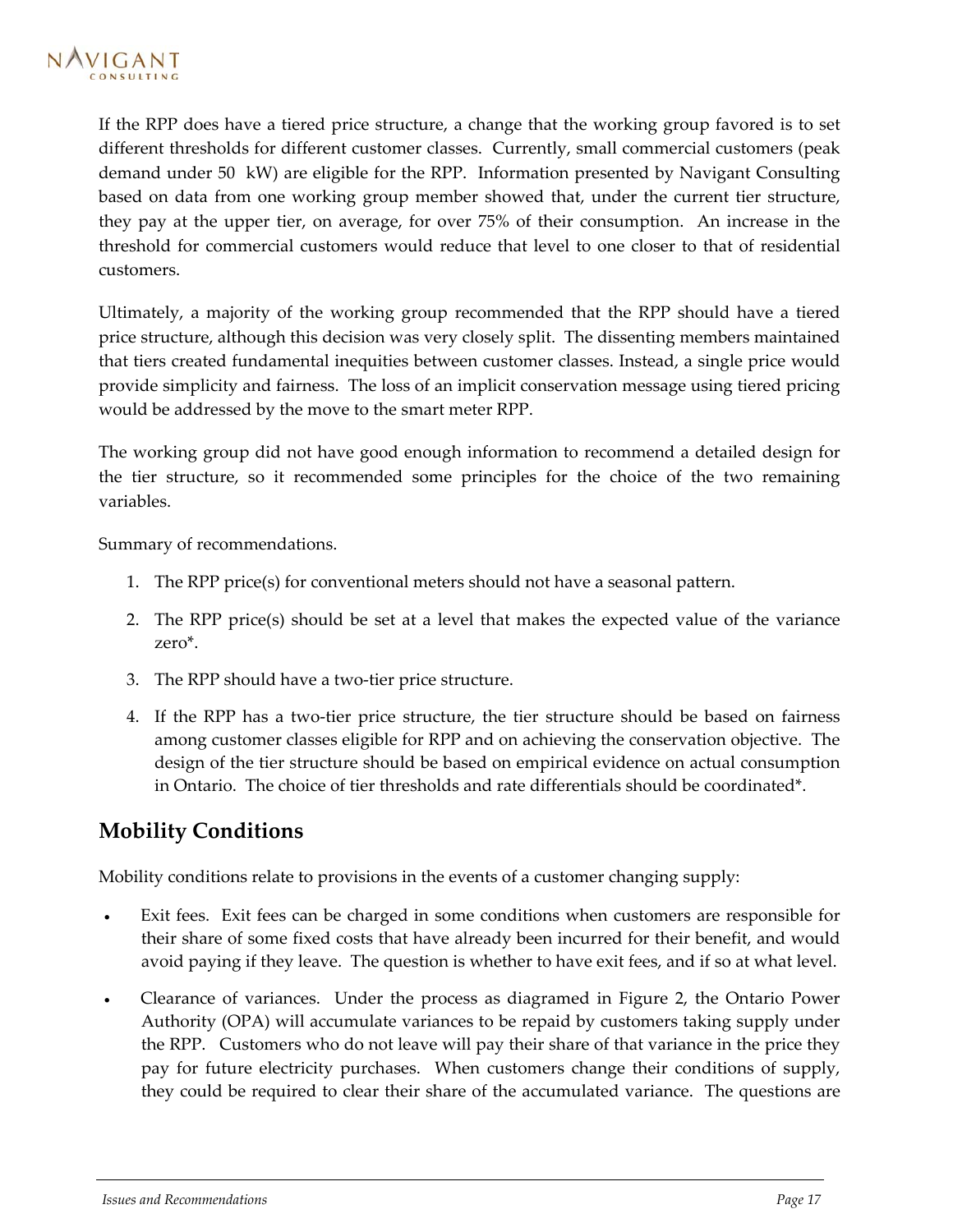If the RPP does have a tiered price structure, a change that the working group favored is to set different thresholds for different customer classes. Currently, small commercial customers (peak demand under 50 kW) are eligible for the RPP. Information presented by Navigant Consulting based on data from one working group member showed that, under the current tier structure, they pay at the upper tier, on average, for over 75% of their consumption. An increase in the threshold for commercial customers would reduce that level to one closer to that of residential customers.

Ultimately, a majority of the working group recommended that the RPP should have a tiered price structure, although this decision was very closely split. The dissenting members maintained that tiers created fundamental inequities between customer classes. Instead, a single price would provide simplicity and fairness. The loss of an implicit conservation message using tiered pricing would be addressed by the move to the smart meter RPP.

The working group did not have good enough information to recommend a detailed design for the tier structure, so it recommended some principles for the choice of the two remaining variables.

Summary of recommendations.

1. The RPP price(s) for conventional meters should not have a seasonal pattern.
2. The RPP price(s) should be set at a level that makes the expected value of the variance zero*.
3. The RPP should have a two-tier price structure.
4. If the RPP has a two-tier price structure, the tier structure should be based on fairness among customer classes eligible for RPP and on achieving the conservation objective. The design of the tier structure should be based on empirical evidence on actual consumption in Ontario. The choice of tier thresholds and rate differentials should be coordinated*.

## Mobility Conditions

Mobility conditions relate to provisions in the events of a customer changing supply:

- Exit fees. Exit fees can be charged in some conditions when customers are responsible for their share of some fixed costs that have already been incurred for their benefit, and would avoid paying if they leave. The question is whether to have exit fees, and if so at what level.
- Clearance of variances. Under the process as diagramed in Figure 2, the Ontario Power Authority (OPA) will accumulate variances to be repaid by customers taking supply under the RPP. Customers who do not leave will pay their share of that variance in the price they pay for future electricity purchases. When customers change their conditions of supply, they could be required to clear their share of the accumulated variance. The questions are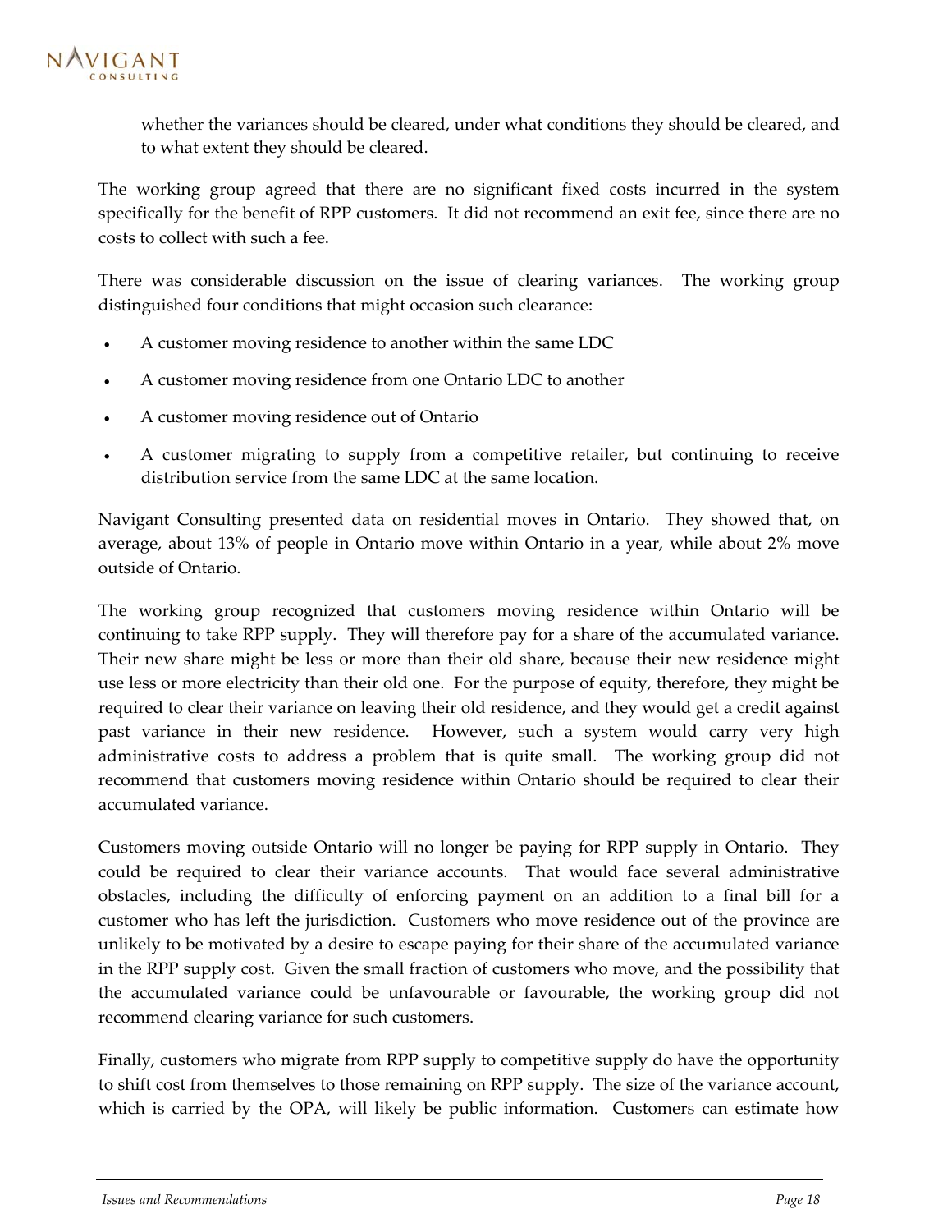whether the variances should be cleared, under what conditions they should be cleared, and to what extent they should be cleared.

The working group agreed that there are no significant fixed costs incurred in the system specifically for the benefit of RPP customers. It did not recommend an exit fee, since there are no costs to collect with such a fee.

There was considerable discussion on the issue of clearing variances. The working group distinguished four conditions that might occasion such clearance:

- A customer moving residence to another within the same LDC
- A customer moving residence from one Ontario LDC to another
- A customer moving residence out of Ontario
- A customer migrating to supply from a competitive retailer, but continuing to receive distribution service from the same LDC at the same location.

Navigant Consulting presented data on residential moves in Ontario. They showed that, on average, about 13% of people in Ontario move within Ontario in a year, while about 2% move outside of Ontario.

The working group recognized that customers moving residence within Ontario will be continuing to take RPP supply. They will therefore pay for a share of the accumulated variance. Their new share might be less or more than their old share, because their new residence might use less or more electricity than their old one. For the purpose of equity, therefore, they might be required to clear their variance on leaving their old residence, and they would get a credit against past variance in their new residence. However, such a system would carry very high administrative costs to address a problem that is quite small. The working group did not recommend that customers moving residence within Ontario should be required to clear their accumulated variance.

Customers moving outside Ontario will no longer be paying for RPP supply in Ontario. They could be required to clear their variance accounts. That would face several administrative obstacles, including the difficulty of enforcing payment on an addition to a final bill for a customer who has left the jurisdiction. Customers who move residence out of the province are unlikely to be motivated by a desire to escape paying for their share of the accumulated variance in the RPP supply cost. Given the small fraction of customers who move, and the possibility that the accumulated variance could be unfavourable or favourable, the working group did not recommend clearing variance for such customers.

Finally, customers who migrate from RPP supply to competitive supply do have the opportunity to shift cost from themselves to those remaining on RPP supply. The size of the variance account, which is carried by the OPA, will likely be public information. Customers can estimate how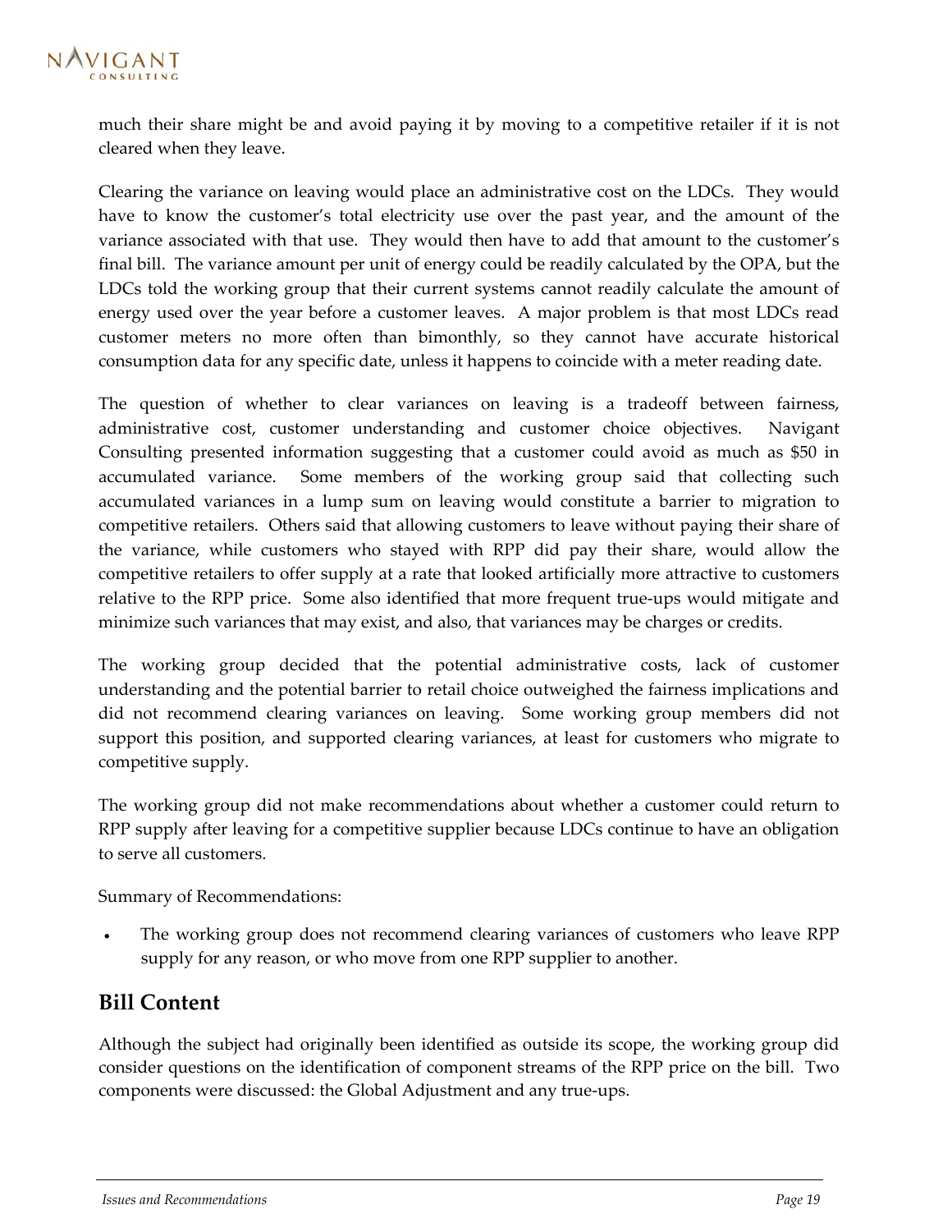much their share might be and avoid paying it by moving to a competitive retailer if it is not cleared when they leave.

Clearing the variance on leaving would place an administrative cost on the LDCs. They would have to know the customer's total electricity use over the past year, and the amount of the variance associated with that use. They would then have to add that amount to the customer's final bill. The variance amount per unit of energy could be readily calculated by the OPA, but the LDCs told the working group that their current systems cannot readily calculate the amount of energy used over the year before a customer leaves. A major problem is that most LDCs read customer meters no more often than bimonthly, so they cannot have accurate historical consumption data for any specific date, unless it happens to coincide with a meter reading date.

The question of whether to clear variances on leaving is a tradeoff between fairness, administrative cost, customer understanding and customer choice objectives. Navigant Consulting presented information suggesting that a customer could avoid as much as $50 in accumulated variance. Some members of the working group said that collecting such accumulated variances in a lump sum on leaving would constitute a barrier to migration to competitive retailers. Others said that allowing customers to leave without paying their share of the variance, while customers who stayed with RPP did pay their share, would allow the competitive retailers to offer supply at a rate that looked artificially more attractive to customers relative to the RPP price. Some also identified that more frequent true-ups would mitigate and minimize such variances that may exist, and also, that variances may be charges or credits.

The working group decided that the potential administrative costs, lack of customer understanding and the potential barrier to retail choice outweighed the fairness implications and did not recommend clearing variances on leaving. Some working group members did not support this position, and supported clearing variances, at least for customers who migrate to competitive supply.

The working group did not make recommendations about whether a customer could return to RPP supply after leaving for a competitive supplier because LDCs continue to have an obligation to serve all customers.

Summary of Recommendations:

- The working group does not recommend clearing variances of customers who leave RPP supply for any reason, or who move from one RPP supplier to another.

## Bill Content

Although the subject had originally been identified as outside its scope, the working group did consider questions on the identification of component streams of the RPP price on the bill. Two components were discussed: the Global Adjustment and any true-ups.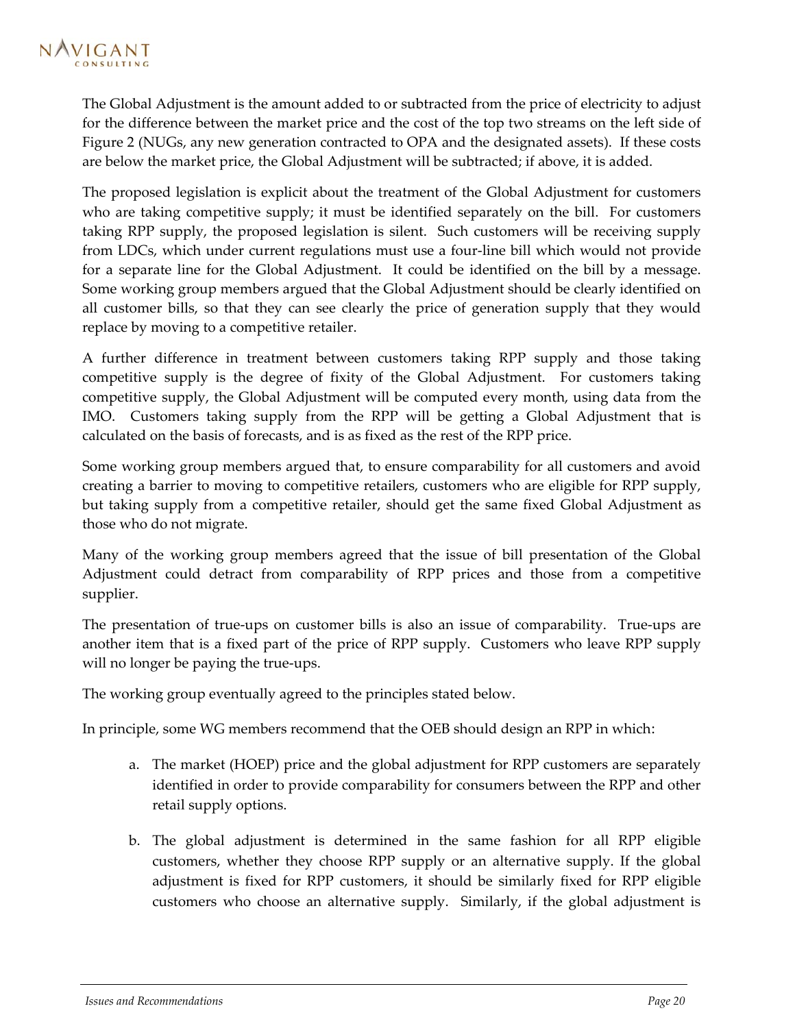The Global Adjustment is the amount added to or subtracted from the price of electricity to adjust for the difference between the market price and the cost of the top two streams on the left side of Figure 2 (NUGs, any new generation contracted to OPA and the designated assets). If these costs are below the market price, the Global Adjustment will be subtracted; if above, it is added.

The proposed legislation is explicit about the treatment of the Global Adjustment for customers who are taking competitive supply; it must be identified separately on the bill. For customers taking RPP supply, the proposed legislation is silent. Such customers will be receiving supply from LDCs, which under current regulations must use a four-line bill which would not provide for a separate line for the Global Adjustment. It could be identified on the bill by a message. Some working group members argued that the Global Adjustment should be clearly identified on all customer bills, so that they can see clearly the price of generation supply that they would replace by moving to a competitive retailer.

A further difference in treatment between customers taking RPP supply and those taking competitive supply is the degree of fixity of the Global Adjustment. For customers taking competitive supply, the Global Adjustment will be computed every month, using data from the IMO. Customers taking supply from the RPP will be getting a Global Adjustment that is calculated on the basis of forecasts, and is as fixed as the rest of the RPP price.

Some working group members argued that, to ensure comparability for all customers and avoid creating a barrier to moving to competitive retailers, customers who are eligible for RPP supply, but taking supply from a competitive retailer, should get the same fixed Global Adjustment as those who do not migrate.

Many of the working group members agreed that the issue of bill presentation of the Global Adjustment could detract from comparability of RPP prices and those from a competitive supplier.

The presentation of true-ups on customer bills is also an issue of comparability. True-ups are another item that is a fixed part of the price of RPP supply. Customers who leave RPP supply will no longer be paying the true-ups.

The working group eventually agreed to the principles stated below.

In principle, some WG members recommend that the OEB should design an RPP in which:

a. The market (HOEP) price and the global adjustment for RPP customers are separately identified in order to provide comparability for consumers between the RPP and other retail supply options.

b. The global adjustment is determined in the same fashion for all RPP eligible customers, whether they choose RPP supply or an alternative supply. If the global adjustment is fixed for RPP customers, it should be similarly fixed for RPP eligible customers who choose an alternative supply. Similarly, if the global adjustment is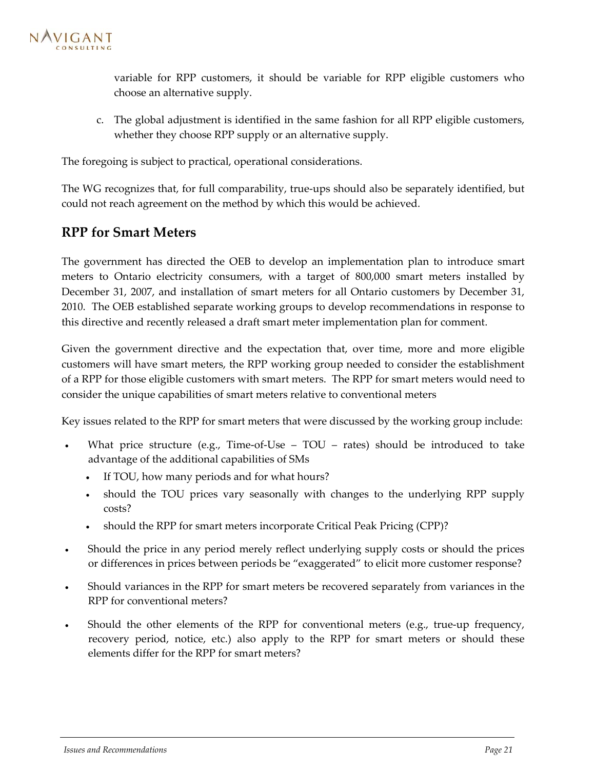variable for RPP customers, it should be variable for RPP eligible customers who choose an alternative supply.

c. The global adjustment is identified in the same fashion for all RPP eligible customers, whether they choose RPP supply or an alternative supply.

The foregoing is subject to practical, operational considerations.

The WG recognizes that, for full comparability, true-ups should also be separately identified, but could not reach agreement on the method by which this would be achieved.

## RPP for Smart Meters

The government has directed the OEB to develop an implementation plan to introduce smart meters to Ontario electricity consumers, with a target of 800,000 smart meters installed by December 31, 2007, and installation of smart meters for all Ontario customers by December 31, 2010. The OEB established separate working groups to develop recommendations in response to this directive and recently released a draft smart meter implementation plan for comment.

Given the government directive and the expectation that, over time, more and more eligible customers will have smart meters, the RPP working group needed to consider the establishment of a RPP for those eligible customers with smart meters. The RPP for smart meters would need to consider the unique capabilities of smart meters relative to conventional meters

Key issues related to the RPP for smart meters that were discussed by the working group include:

- What price structure (e.g., Time-of-Use – TOU – rates) should be introduced to take advantage of the additional capabilities of SMs
  - If TOU, how many periods and for what hours?
  - should the TOU prices vary seasonally with changes to the underlying RPP supply costs?
  - should the RPP for smart meters incorporate Critical Peak Pricing (CPP)?
- Should the price in any period merely reflect underlying supply costs or should the prices or differences in prices between periods be "exaggerated" to elicit more customer response?
- Should variances in the RPP for smart meters be recovered separately from variances in the RPP for conventional meters?
- Should the other elements of the RPP for conventional meters (e.g., true-up frequency, recovery period, notice, etc.) also apply to the RPP for smart meters or should these elements differ for the RPP for smart meters?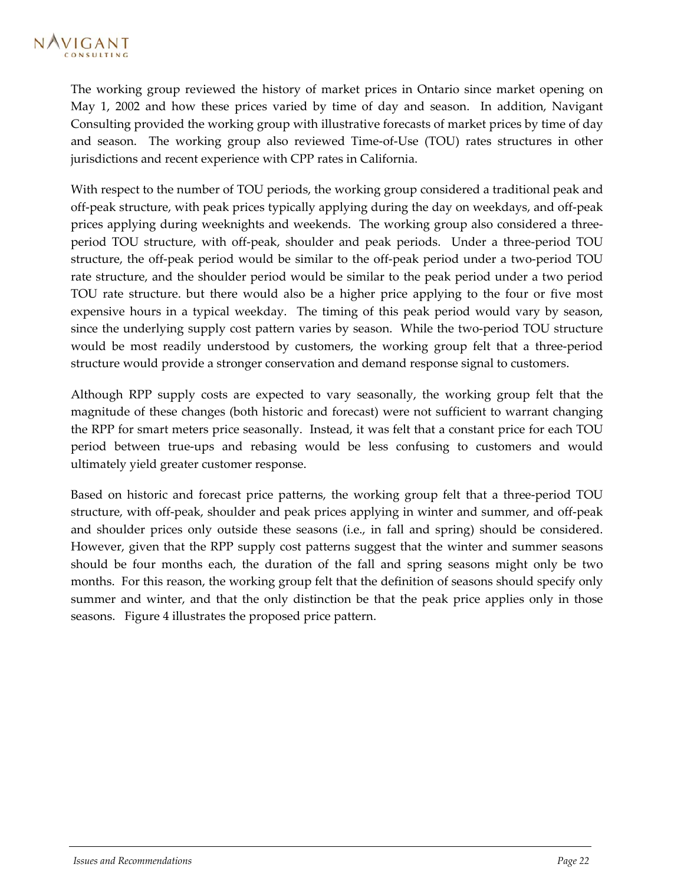The working group reviewed the history of market prices in Ontario since market opening on May 1, 2002 and how these prices varied by time of day and season. In addition, Navigant Consulting provided the working group with illustrative forecasts of market prices by time of day and season. The working group also reviewed Time-of-Use (TOU) rates structures in other jurisdictions and recent experience with CPP rates in California.

With respect to the number of TOU periods, the working group considered a traditional peak and off-peak structure, with peak prices typically applying during the day on weekdays, and off-peak prices applying during weeknights and weekends. The working group also considered a three-period TOU structure, with off-peak, shoulder and peak periods. Under a three-period TOU structure, the off-peak period would be similar to the off-peak period under a two-period TOU rate structure, and the shoulder period would be similar to the peak period under a two period TOU rate structure. but there would also be a higher price applying to the four or five most expensive hours in a typical weekday. The timing of this peak period would vary by season, since the underlying supply cost pattern varies by season. While the two-period TOU structure would be most readily understood by customers, the working group felt that a three-period structure would provide a stronger conservation and demand response signal to customers.

Although RPP supply costs are expected to vary seasonally, the working group felt that the magnitude of these changes (both historic and forecast) were not sufficient to warrant changing the RPP for smart meters price seasonally. Instead, it was felt that a constant price for each TOU period between true-ups and rebasing would be less confusing to customers and would ultimately yield greater customer response.

Based on historic and forecast price patterns, the working group felt that a three-period TOU structure, with off-peak, shoulder and peak prices applying in winter and summer, and off-peak and shoulder prices only outside these seasons (i.e., in fall and spring) should be considered. However, given that the RPP supply cost patterns suggest that the winter and summer seasons should be four months each, the duration of the fall and spring seasons might only be two months. For this reason, the working group felt that the definition of seasons should specify only summer and winter, and that the only distinction be that the peak price applies only in those seasons. Figure 4 illustrates the proposed price pattern.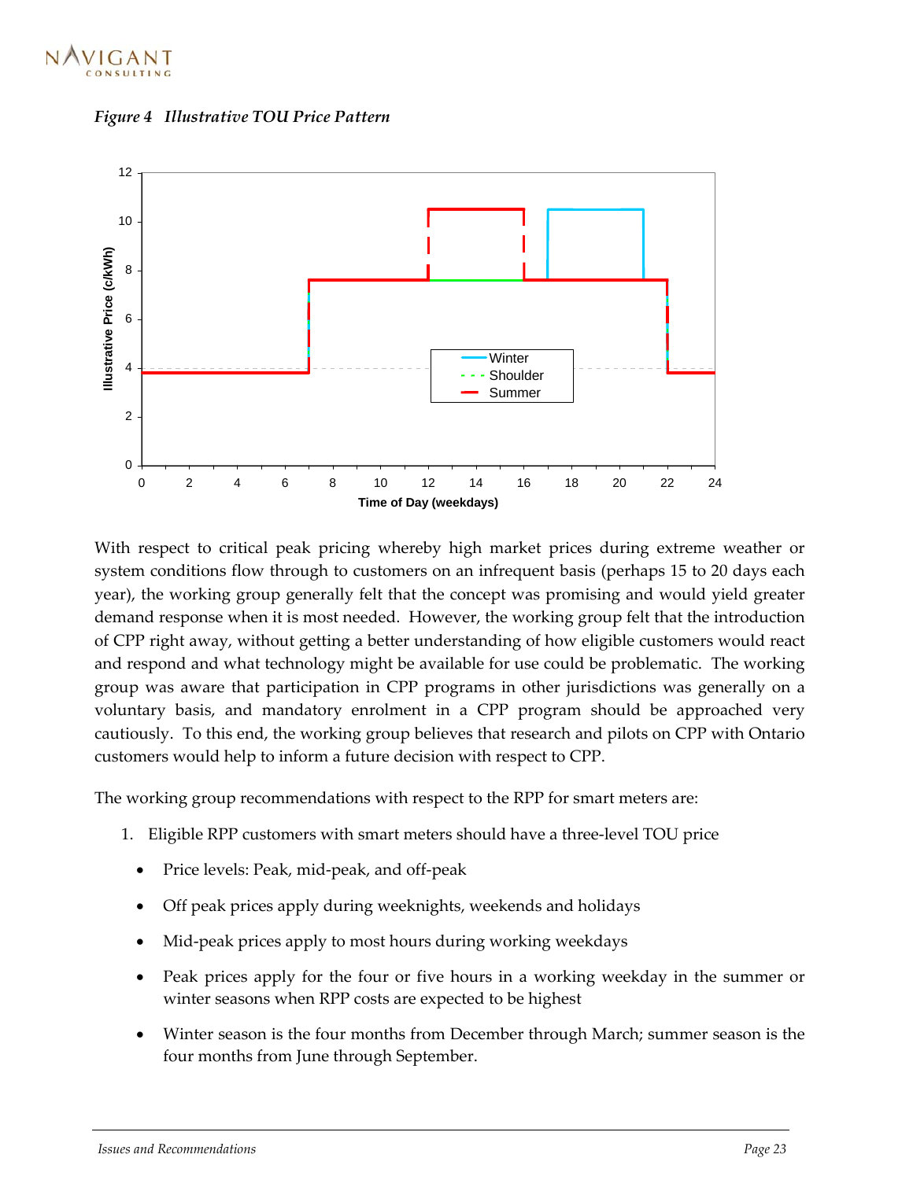*Figure 4 Illustrative TOU Price Pattern*

With respect to critical peak pricing whereby high market prices during extreme weather or system conditions flow through to customers on an infrequent basis (perhaps 15 to 20 days each year), the working group generally felt that the concept was promising and would yield greater demand response when it is most needed. However, the working group felt that the introduction of CPP right away, without getting a better understanding of how eligible customers would react and respond and what technology might be available for use could be problematic. The working group was aware that participation in CPP programs in other jurisdictions was generally on a voluntary basis, and mandatory enrolment in a CPP program should be approached very cautiously. To this end, the working group believes that research and pilots on CPP with Ontario customers would help to inform a future decision with respect to CPP.

The working group recommendations with respect to the RPP for smart meters are:

1. Eligible RPP customers with smart meters should have a three-level TOU price
   - Price levels: Peak, mid-peak, and off-peak
   - Off peak prices apply during weeknights, weekends and holidays
   - Mid-peak prices apply to most hours during working weekdays
   - Peak prices apply for the four or five hours in a working weekday in the summer or winter seasons when RPP costs are expected to be highest
   - Winter season is the four months from December through March; summer season is the four months from June through September.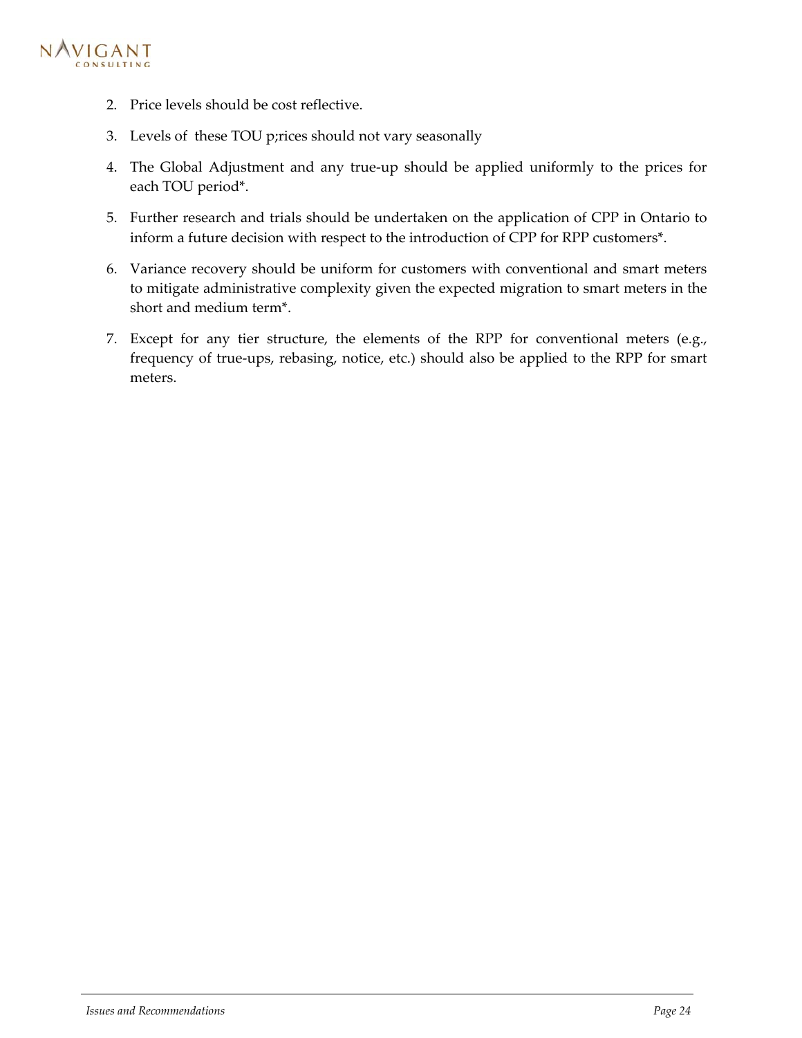2. Price levels should be cost reflective.
3. Levels of these TOU p;rices should not vary seasonally
4. The Global Adjustment and any true-up should be applied uniformly to the prices for each TOU period*.
5. Further research and trials should be undertaken on the application of CPP in Ontario to inform a future decision with respect to the introduction of CPP for RPP customers*.
6. Variance recovery should be uniform for customers with conventional and smart meters to mitigate administrative complexity given the expected migration to smart meters in the short and medium term*.
7. Except for any tier structure, the elements of the RPP for conventional meters (e.g., frequency of true-ups, rebasing, notice, etc.) should also be applied to the RPP for smart meters.